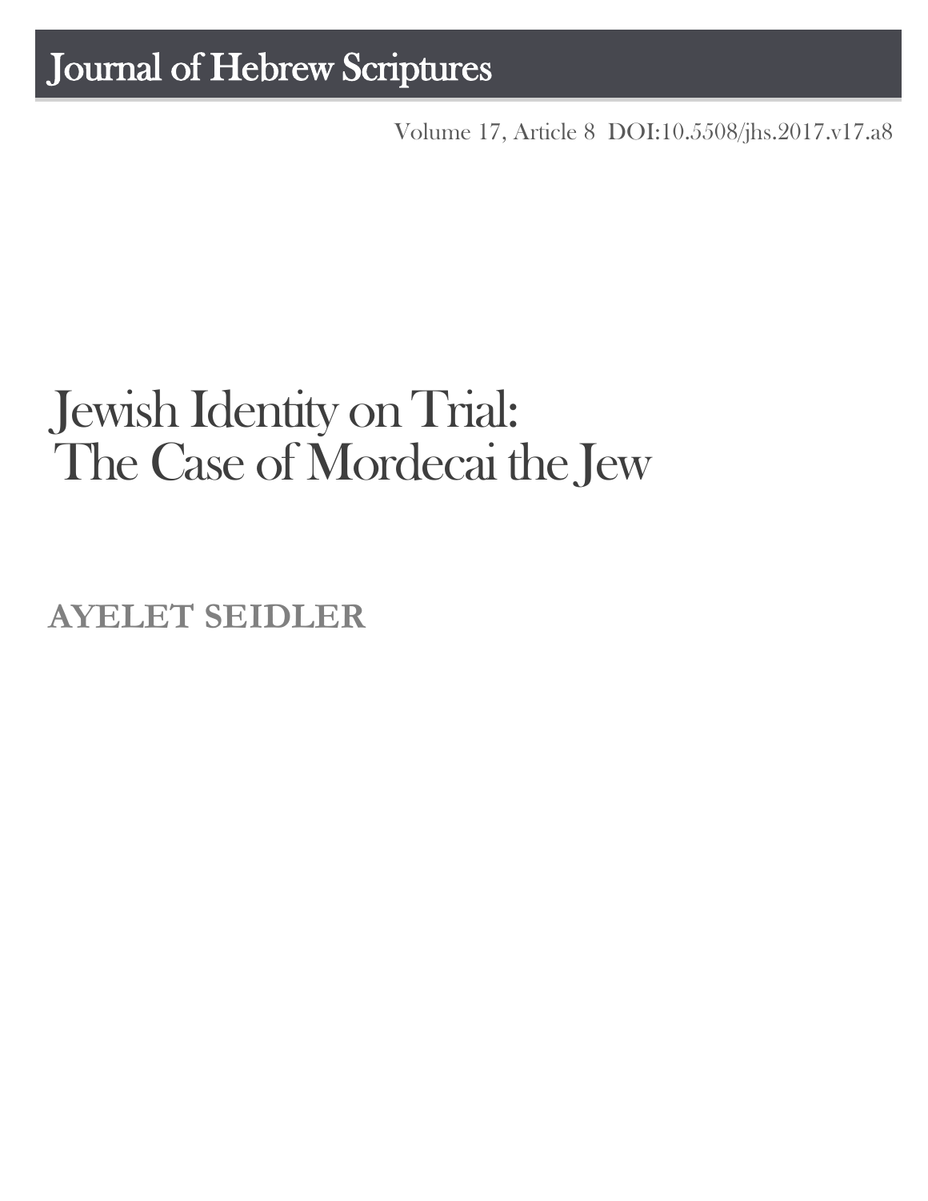Journal of Hebrew Scriptures

Volume 17, Article 8 DOI:10.5508/jhs.2017.v17.a8

# Jewish Identity on Trial: The Case of Mordecai the Jew

**AYELET SEIDLER**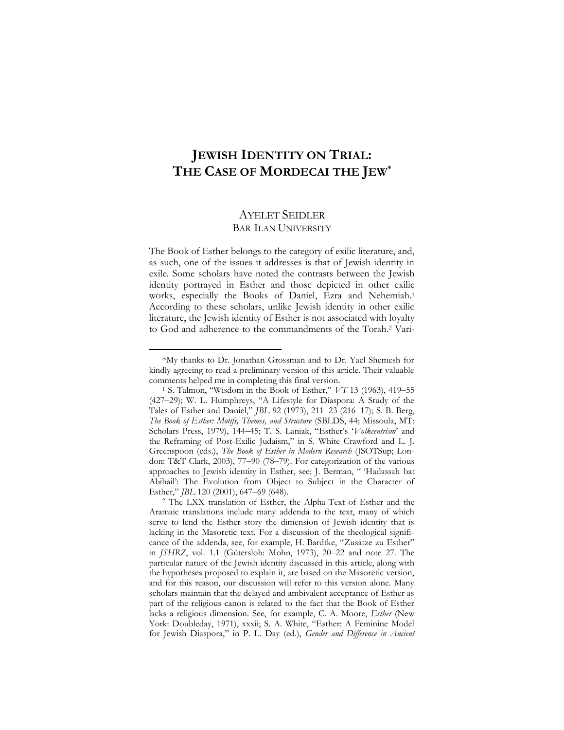# JEWISH IDENTITY ON TRIAL: THE CASE OF MORDECAI THE JEW*

AYELET SEIDLER
BAR-ILAN UNIVERSITY

The Book of Esther belongs to the category of exilic literature, and, as such, one of the issues it addresses is that of Jewish identity in exile. Some scholars have noted the contrasts between the Jewish identity portrayed in Esther and those depicted in other exilic works, especially the Books of Daniel, Ezra and Nehemiah.[1] According to these scholars, unlike Jewish identity in other exilic literature, the Jewish identity of Esther is not associated with loyalty to God and adherence to the commandments of the Torah.[2] Vari-

---

*My thanks to Dr. Jonathan Grossman and to Dr. Yael Shemesh for kindly agreeing to read a preliminary version of this article. Their valuable comments helped me in completing this final version.

[1] S. Talmon, "Wisdom in the Book of Esther," *VT* 13 (1963), 419–55 (427–29); W. L. Humphreys, "A Lifestyle for Diaspora: A Study of the Tales of Esther and Daniel," *JBL* 92 (1973), 211–23 (216–17); S. B. Berg, *The Book of Esther: Motifs, Themes, and Structure* (SBLDS, 44; Missoula, MT: Scholars Press, 1979), 144–45; T. S. Laniak, "Esther's '*Volkcentrism*' and the Reframing of Post-Exilic Judaism," in S. White Crawford and L. J. Greenspoon (eds.), *The Book of Esther in Modern Research* (JSOTSup; London: T&T Clark, 2003), 77–90 (78–79). For categorization of the various approaches to Jewish identity in Esther, see: J. Berman, " 'Hadassah bat Abihail': The Evolution from Object to Subject in the Character of Esther," *JBL* 120 (2001), 647–69 (648).

[2] The LXX translation of Esther, the Alpha-Text of Esther and the Aramaic translations include many addenda to the text, many of which serve to lend the Esther story the dimension of Jewish identity that is lacking in the Masoretic text. For a discussion of the theological significance of the addenda, see, for example, H. Bardtke, "Zusätze zu Esther" in *JSHRZ*, vol. 1.1 (Gütersloh: Mohn, 1973), 20–22 and note 27. The particular nature of the Jewish identity discussed in this article, along with the hypotheses proposed to explain it, are based on the Masoretic version, and for this reason, our discussion will refer to this version alone. Many scholars maintain that the delayed and ambivalent acceptance of Esther as part of the religious canon is related to the fact that the Book of Esther lacks a religious dimension. See, for example, C. A. Moore, *Esther* (New York: Doubleday, 1971), xxxii; S. A. White, "Esther: A Feminine Model for Jewish Diaspora," in P. L. Day (ed.), *Gender and Difference in Ancient*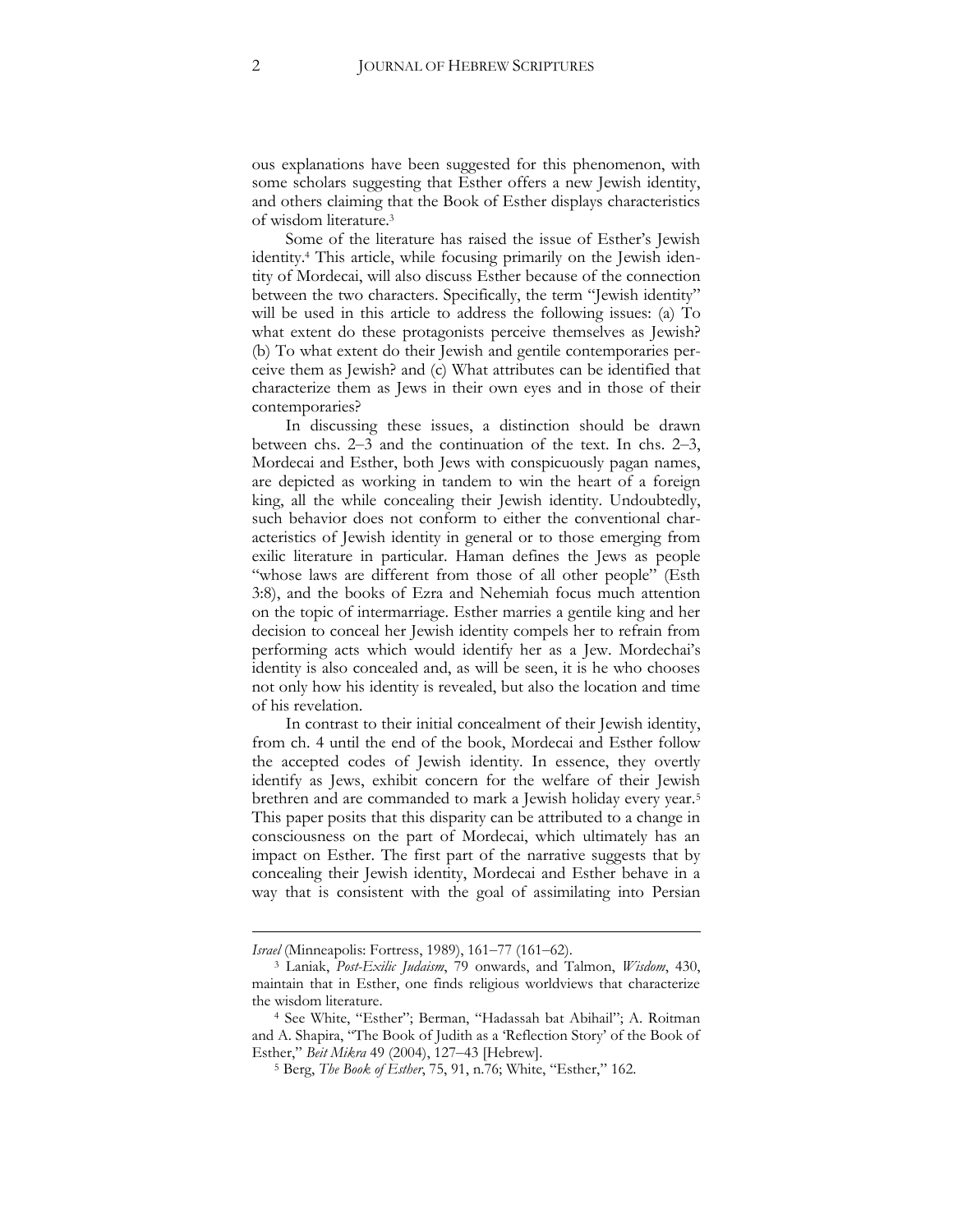ous explanations have been suggested for this phenomenon, with some scholars suggesting that Esther offers a new Jewish identity, and others claiming that the Book of Esther displays characteristics of wisdom literature.[3]

Some of the literature has raised the issue of Esther's Jewish identity.[4] This article, while focusing primarily on the Jewish identity of Mordecai, will also discuss Esther because of the connection between the two characters. Specifically, the term "Jewish identity" will be used in this article to address the following issues: (a) To what extent do these protagonists perceive themselves as Jewish? (b) To what extent do their Jewish and gentile contemporaries perceive them as Jewish? and (c) What attributes can be identified that characterize them as Jews in their own eyes and in those of their contemporaries?

In discussing these issues, a distinction should be drawn between chs. 2–3 and the continuation of the text. In chs. 2–3, Mordecai and Esther, both Jews with conspicuously pagan names, are depicted as working in tandem to win the heart of a foreign king, all the while concealing their Jewish identity. Undoubtedly, such behavior does not conform to either the conventional characteristics of Jewish identity in general or to those emerging from exilic literature in particular. Haman defines the Jews as people "whose laws are different from those of all other people" (Esth 3:8), and the books of Ezra and Nehemiah focus much attention on the topic of intermarriage. Esther marries a gentile king and her decision to conceal her Jewish identity compels her to refrain from performing acts which would identify her as a Jew. Mordechai's identity is also concealed and, as will be seen, it is he who chooses not only how his identity is revealed, but also the location and time of his revelation.

In contrast to their initial concealment of their Jewish identity, from ch. 4 until the end of the book, Mordecai and Esther follow the accepted codes of Jewish identity. In essence, they overtly identify as Jews, exhibit concern for the welfare of their Jewish brethren and are commanded to mark a Jewish holiday every year.[5] This paper posits that this disparity can be attributed to a change in consciousness on the part of Mordecai, which ultimately has an impact on Esther. The first part of the narrative suggests that by concealing their Jewish identity, Mordecai and Esther behave in a way that is consistent with the goal of assimilating into Persian

---

*Israel* (Minneapolis: Fortress, 1989), 161–77 (161–62).

[3] Laniak, *Post-Exilic Judaism*, 79 onwards, and Talmon, *Wisdom*, 430, maintain that in Esther, one finds religious worldviews that characterize the wisdom literature.

[4] See White, "Esther"; Berman, "Hadassah bat Abihail"; A. Roitman and A. Shapira, "The Book of Judith as a 'Reflection Story' of the Book of Esther," *Beit Mikra* 49 (2004), 127–43 [Hebrew].

[5] Berg, *The Book of Esther*, 75, 91, n.76; White, "Esther," 162.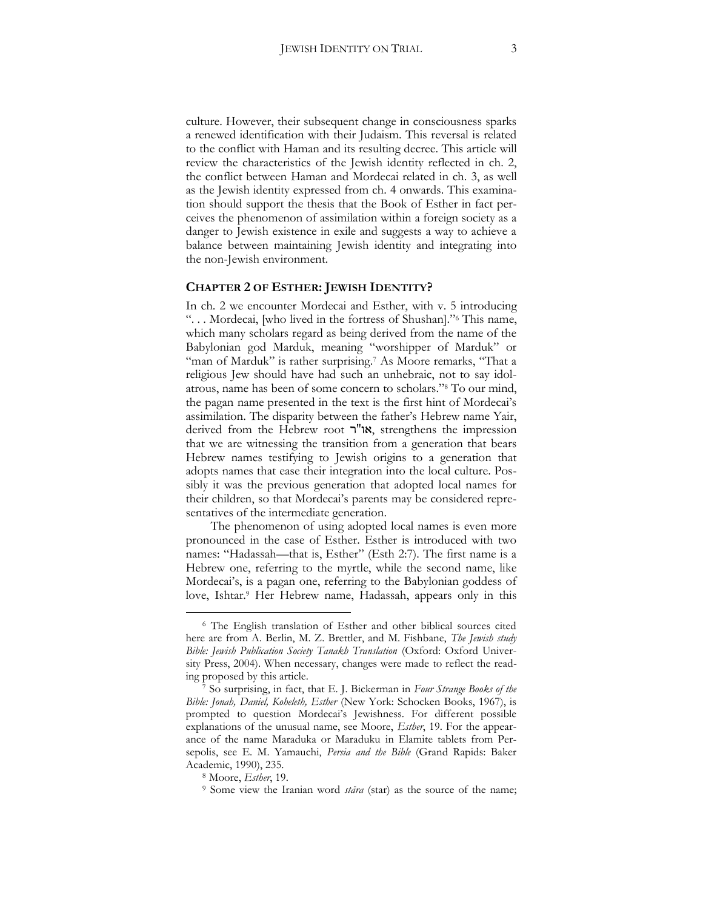culture. However, their subsequent change in consciousness sparks a renewed identification with their Judaism. This reversal is related to the conflict with Haman and its resulting decree. This article will review the characteristics of the Jewish identity reflected in ch. 2, the conflict between Haman and Mordecai related in ch. 3, as well as the Jewish identity expressed from ch. 4 onwards. This examination should support the thesis that the Book of Esther in fact perceives the phenomenon of assimilation within a foreign society as a danger to Jewish existence in exile and suggests a way to achieve a balance between maintaining Jewish identity and integrating into the non-Jewish environment.

## CHAPTER 2 OF ESTHER: JEWISH IDENTITY?

In ch. 2 we encounter Mordecai and Esther, with v. 5 introducing ". . . Mordecai, [who lived in the fortress of Shushan]."[6] This name, which many scholars regard as being derived from the name of the Babylonian god Marduk, meaning "worshipper of Marduk" or "man of Marduk" is rather surprising.[7] As Moore remarks, "That a religious Jew should have had such an unhebraic, not to say idolatrous, name has been of some concern to scholars."[8] To our mind, the pagan name presented in the text is the first hint of Mordecai's assimilation. The disparity between the father's Hebrew name Yair, derived from the Hebrew root או"ר, strengthens the impression that we are witnessing the transition from a generation that bears Hebrew names testifying to Jewish origins to a generation that adopts names that ease their integration into the local culture. Possibly it was the previous generation that adopted local names for their children, so that Mordecai's parents may be considered representatives of the intermediate generation.

The phenomenon of using adopted local names is even more pronounced in the case of Esther. Esther is introduced with two names: "Hadassah—that is, Esther" (Esth 2:7). The first name is a Hebrew one, referring to the myrtle, while the second name, like Mordecai's, is a pagan one, referring to the Babylonian goddess of love, Ishtar.[9] Her Hebrew name, Hadassah, appears only in this

---

[6] The English translation of Esther and other biblical sources cited here are from A. Berlin, M. Z. Brettler, and M. Fishbane, *The Jewish study Bible: Jewish Publication Society Tanakh Translation* (Oxford: Oxford University Press, 2004). When necessary, changes were made to reflect the reading proposed by this article.

[7] So surprising, in fact, that E. J. Bickerman in *Four Strange Books of the Bible: Jonah, Daniel, Koheleth, Esther* (New York: Schocken Books, 1967), is prompted to question Mordecai's Jewishness. For different possible explanations of the unusual name, see Moore, *Esther*, 19. For the appearance of the name Maraduka or Maraduku in Elamite tablets from Persepolis, see E. M. Yamauchi, *Persia and the Bible* (Grand Rapids: Baker Academic, 1990), 235.

[8] Moore, *Esther*, 19.

[9] Some view the Iranian word *stāra* (star) as the source of the name;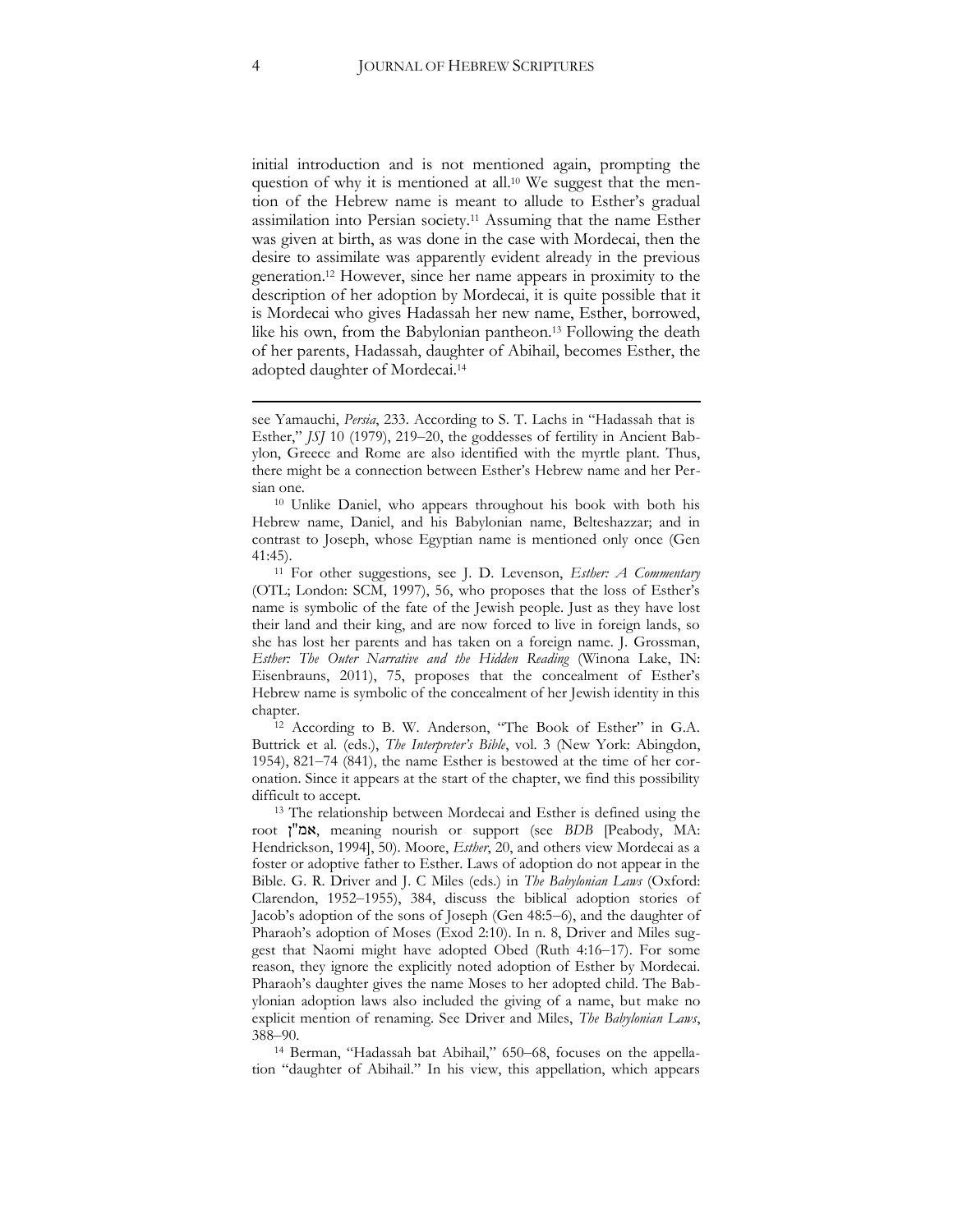initial introduction and is not mentioned again, prompting the question of why it is mentioned at all.[10] We suggest that the mention of the Hebrew name is meant to allude to Esther's gradual assimilation into Persian society.[11] Assuming that the name Esther was given at birth, as was done in the case with Mordecai, then the desire to assimilate was apparently evident already in the previous generation.[12] However, since her name appears in proximity to the description of her adoption by Mordecai, it is quite possible that it is Mordecai who gives Hadassah her new name, Esther, borrowed, like his own, from the Babylonian pantheon.[13] Following the death of her parents, Hadassah, daughter of Abihail, becomes Esther, the adopted daughter of Mordecai.[14]

---

see Yamauchi, *Persia*, 233. According to S. T. Lachs in "Hadassah that is Esther," *JSJ* 10 (1979), 219–20, the goddesses of fertility in Ancient Babylon, Greece and Rome are also identified with the myrtle plant. Thus, there might be a connection between Esther's Hebrew name and her Persian one.

[10] Unlike Daniel, who appears throughout his book with both his Hebrew name, Daniel, and his Babylonian name, Belteshazzar; and in contrast to Joseph, whose Egyptian name is mentioned only once (Gen 41:45).

[11] For other suggestions, see J. D. Levenson, *Esther: A Commentary* (OTL; London: SCM, 1997), 56, who proposes that the loss of Esther's name is symbolic of the fate of the Jewish people. Just as they have lost their land and their king, and are now forced to live in foreign lands, so she has lost her parents and has taken on a foreign name. J. Grossman, *Esther: The Outer Narrative and the Hidden Reading* (Winona Lake, IN: Eisenbrauns, 2011), 75, proposes that the concealment of Esther's Hebrew name is symbolic of the concealment of her Jewish identity in this chapter.

[12] According to B. W. Anderson, "The Book of Esther" in G.A. Buttrick et al. (eds.), *The Interpreter's Bible*, vol. 3 (New York: Abingdon, 1954), 821–74 (841), the name Esther is bestowed at the time of her coronation. Since it appears at the start of the chapter, we find this possibility difficult to accept.

[13] The relationship between Mordecai and Esther is defined using the root אמ"ן, meaning nourish or support (see *BDB* [Peabody, MA: Hendrickson, 1994], 50). Moore, *Esther*, 20, and others view Mordecai as a foster or adoptive father to Esther. Laws of adoption do not appear in the Bible. G. R. Driver and J. C Miles (eds.) in *The Babylonian Laws* (Oxford: Clarendon, 1952–1955), 384, discuss the biblical adoption stories of Jacob's adoption of the sons of Joseph (Gen 48:5–6), and the daughter of Pharaoh's adoption of Moses (Exod 2:10). In n. 8, Driver and Miles suggest that Naomi might have adopted Obed (Ruth 4:16–17). For some reason, they ignore the explicitly noted adoption of Esther by Mordecai. Pharaoh's daughter gives the name Moses to her adopted child. The Babylonian adoption laws also included the giving of a name, but make no explicit mention of renaming. See Driver and Miles, *The Babylonian Laws*, 388–90.

[14] Berman, "Hadassah bat Abihail," 650–68, focuses on the appellation "daughter of Abihail." In his view, this appellation, which appears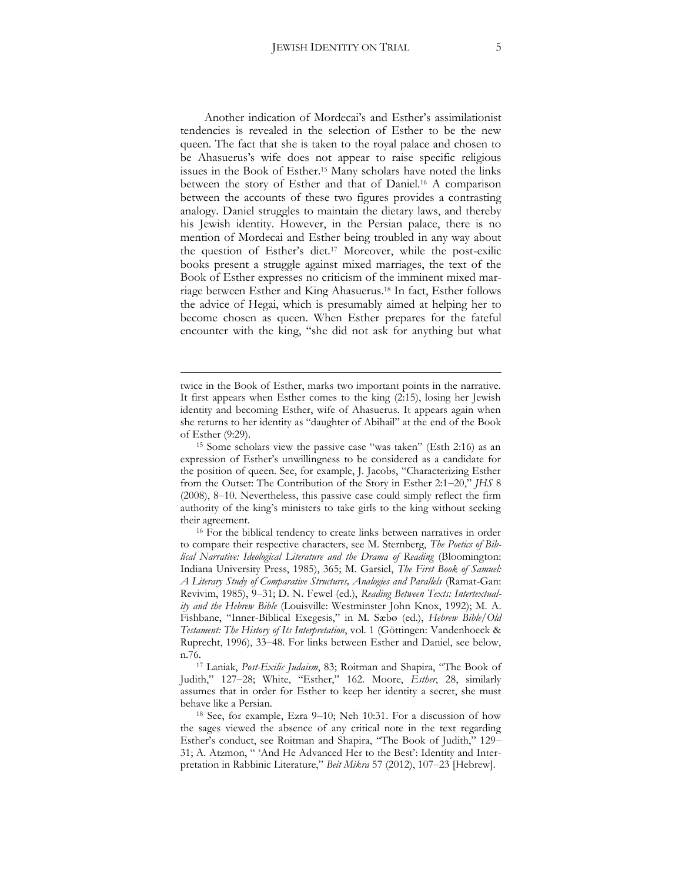Another indication of Mordecai's and Esther's assimilationist tendencies is revealed in the selection of Esther to be the new queen. The fact that she is taken to the royal palace and chosen to be Ahasuerus's wife does not appear to raise specific religious issues in the Book of Esther.[15] Many scholars have noted the links between the story of Esther and that of Daniel.[16] A comparison between the accounts of these two figures provides a contrasting analogy. Daniel struggles to maintain the dietary laws, and thereby his Jewish identity. However, in the Persian palace, there is no mention of Mordecai and Esther being troubled in any way about the question of Esther's diet.[17] Moreover, while the post-exilic books present a struggle against mixed marriages, the text of the Book of Esther expresses no criticism of the imminent mixed marriage between Esther and King Ahasuerus.[18] In fact, Esther follows the advice of Hegai, which is presumably aimed at helping her to become chosen as queen. When Esther prepares for the fateful encounter with the king, "she did not ask for anything but what

---

twice in the Book of Esther, marks two important points in the narrative. It first appears when Esther comes to the king (2:15), losing her Jewish identity and becoming Esther, wife of Ahasuerus. It appears again when she returns to her identity as "daughter of Abihail" at the end of the Book of Esther (9:29).

[15] Some scholars view the passive case "was taken" (Esth 2:16) as an expression of Esther's unwillingness to be considered as a candidate for the position of queen. See, for example, J. Jacobs, "Characterizing Esther from the Outset: The Contribution of the Story in Esther 2:1–20," *JHS* 8 (2008), 8–10. Nevertheless, this passive case could simply reflect the firm authority of the king's ministers to take girls to the king without seeking their agreement.

[16] For the biblical tendency to create links between narratives in order to compare their respective characters, see M. Sternberg, *The Poetics of Biblical Narrative: Ideological Literature and the Drama of Reading* (Bloomington: Indiana University Press, 1985), 365; M. Garsiel, *The First Book of Samuel: A Literary Study of Comparative Structures, Analogies and Parallels* (Ramat-Gan: Revivim, 1985), 9–31; D. N. Fewel (ed.), *Reading Between Texts: Intertextuality and the Hebrew Bible* (Louisville: Westminster John Knox, 1992); M. A. Fishbane, "Inner-Biblical Exegesis," in M. Sæbø (ed.), *Hebrew Bible/Old Testament: The History of Its Interpretation*, vol. 1 (Göttingen: Vandenhoeck & Ruprecht, 1996), 33–48. For links between Esther and Daniel, see below, n.76.

[17] Laniak, *Post-Exilic Judaism*, 83; Roitman and Shapira, "The Book of Judith," 127–28; White, "Esther," 162. Moore, *Esther*, 28, similarly assumes that in order for Esther to keep her identity a secret, she must behave like a Persian.

[18] See, for example, Ezra 9–10; Neh 10:31. For a discussion of how the sages viewed the absence of any critical note in the text regarding Esther's conduct, see Roitman and Shapira, "The Book of Judith," 129–31; A. Atzmon, " 'And He Advanced Her to the Best': Identity and Interpretation in Rabbinic Literature," *Beit Mikra* 57 (2012), 107–23 [Hebrew].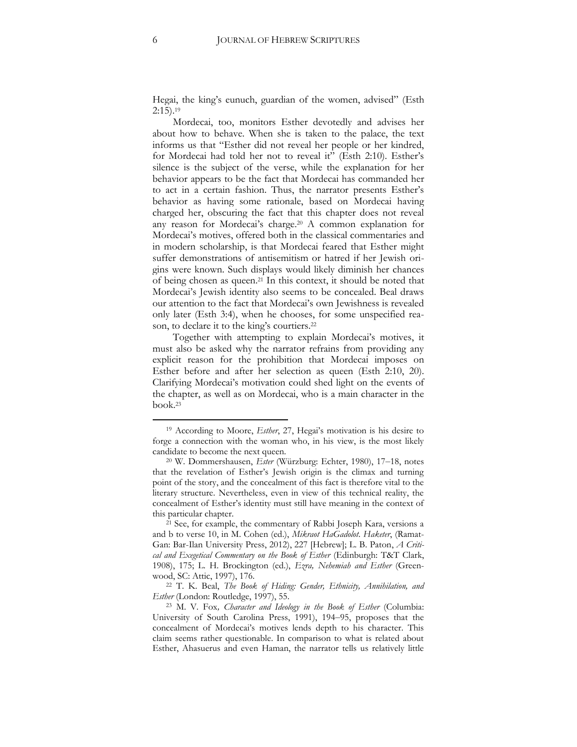Hegai, the king's eunuch, guardian of the women, advised" (Esth 2:15).[19]

Mordecai, too, monitors Esther devotedly and advises her about how to behave. When she is taken to the palace, the text informs us that "Esther did not reveal her people or her kindred, for Mordecai had told her not to reveal it" (Esth 2:10). Esther's silence is the subject of the verse, while the explanation for her behavior appears to be the fact that Mordecai has commanded her to act in a certain fashion. Thus, the narrator presents Esther's behavior as having some rationale, based on Mordecai having charged her, obscuring the fact that this chapter does not reveal any reason for Mordecai's charge.[20] A common explanation for Mordecai's motives, offered both in the classical commentaries and in modern scholarship, is that Mordecai feared that Esther might suffer demonstrations of antisemitism or hatred if her Jewish origins were known. Such displays would likely diminish her chances of being chosen as queen.[21] In this context, it should be noted that Mordecai's Jewish identity also seems to be concealed. Beal draws our attention to the fact that Mordecai's own Jewishness is revealed only later (Esth 3:4), when he chooses, for some unspecified reason, to declare it to the king's courtiers.[22]

Together with attempting to explain Mordecai's motives, it must also be asked why the narrator refrains from providing any explicit reason for the prohibition that Mordecai imposes on Esther before and after her selection as queen (Esth 2:10, 20). Clarifying Mordecai's motivation could shed light on the events of the chapter, as well as on Mordecai, who is a main character in the book.[23]

---

[19] According to Moore, *Esther*, 27, Hegai's motivation is his desire to forge a connection with the woman who, in his view, is the most likely candidate to become the next queen.

[20] W. Dommershausen, *Ester* (Würzburg: Echter, 1980), 17–18, notes that the revelation of Esther's Jewish origin is the climax and turning point of the story, and the concealment of this fact is therefore vital to the literary structure. Nevertheless, even in view of this technical reality, the concealment of Esther's identity must still have meaning in the context of this particular chapter.

[21] See, for example, the commentary of Rabbi Joseph Kara, versions a and b to verse 10, in M. Cohen (ed.), *Mikraot HaGadolot. Haketer*, (Ramat-Gan: Bar-Ilan University Press, 2012), 227 [Hebrew]; L. B. Paton, *A Critical and Exegetical Commentary on the Book of Esther* (Edinburgh: T&T Clark, 1908), 175; L. H. Brockington (ed.), *Ezra, Nehemiah and Esther* (Greenwood, SC: Attic, 1997), 176.

[22] T. K. Beal, *The Book of Hiding: Gender, Ethnicity, Annihilation, and Esther* (London: Routledge, 1997), 55.

[23] M. V. Fox*, Character and Ideology in the Book of Esther* (Columbia: University of South Carolina Press, 1991), 194–95, proposes that the concealment of Mordecai's motives lends depth to his character. This claim seems rather questionable. In comparison to what is related about Esther, Ahasuerus and even Haman, the narrator tells us relatively little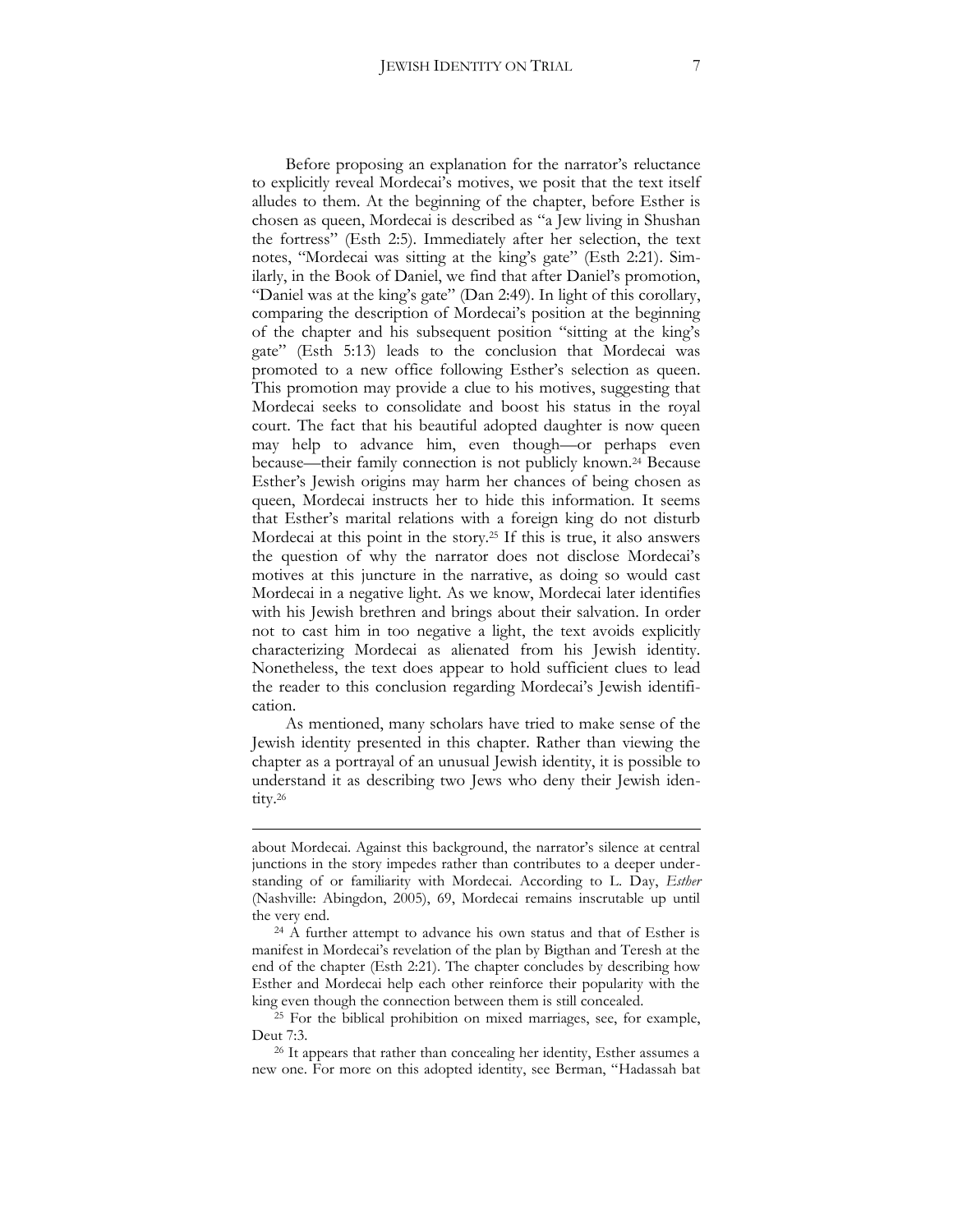Before proposing an explanation for the narrator's reluctance to explicitly reveal Mordecai's motives, we posit that the text itself alludes to them. At the beginning of the chapter, before Esther is chosen as queen, Mordecai is described as "a Jew living in Shushan the fortress" (Esth 2:5). Immediately after her selection, the text notes, "Mordecai was sitting at the king's gate" (Esth 2:21). Similarly, in the Book of Daniel, we find that after Daniel's promotion, "Daniel was at the king's gate" (Dan 2:49). In light of this corollary, comparing the description of Mordecai's position at the beginning of the chapter and his subsequent position "sitting at the king's gate" (Esth 5:13) leads to the conclusion that Mordecai was promoted to a new office following Esther's selection as queen. This promotion may provide a clue to his motives, suggesting that Mordecai seeks to consolidate and boost his status in the royal court. The fact that his beautiful adopted daughter is now queen may help to advance him, even though—or perhaps even because—their family connection is not publicly known.[24] Because Esther's Jewish origins may harm her chances of being chosen as queen, Mordecai instructs her to hide this information. It seems that Esther's marital relations with a foreign king do not disturb Mordecai at this point in the story.[25] If this is true, it also answers the question of why the narrator does not disclose Mordecai's motives at this juncture in the narrative, as doing so would cast Mordecai in a negative light. As we know, Mordecai later identifies with his Jewish brethren and brings about their salvation. In order not to cast him in too negative a light, the text avoids explicitly characterizing Mordecai as alienated from his Jewish identity. Nonetheless, the text does appear to hold sufficient clues to lead the reader to this conclusion regarding Mordecai's Jewish identification.

As mentioned, many scholars have tried to make sense of the Jewish identity presented in this chapter. Rather than viewing the chapter as a portrayal of an unusual Jewish identity, it is possible to understand it as describing two Jews who deny their Jewish identity.[26]

---

about Mordecai. Against this background, the narrator's silence at central junctions in the story impedes rather than contributes to a deeper understanding of or familiarity with Mordecai. According to L. Day, *Esther* (Nashville: Abingdon, 2005), 69, Mordecai remains inscrutable up until the very end.

[24] A further attempt to advance his own status and that of Esther is manifest in Mordecai's revelation of the plan by Bigthan and Teresh at the end of the chapter (Esth 2:21). The chapter concludes by describing how Esther and Mordecai help each other reinforce their popularity with the king even though the connection between them is still concealed.

[25] For the biblical prohibition on mixed marriages, see, for example, Deut 7:3.

[26] It appears that rather than concealing her identity, Esther assumes a new one. For more on this adopted identity, see Berman, "Hadassah bat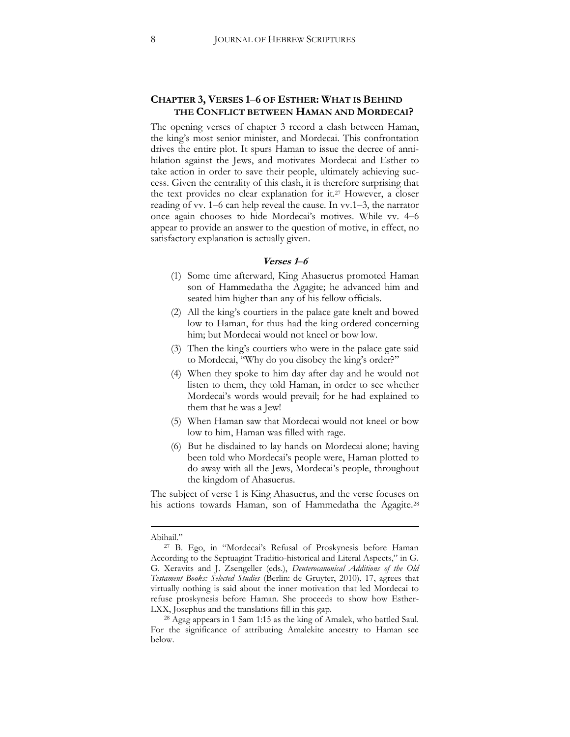## CHAPTER 3, VERSES 1–6 OF ESTHER: WHAT IS BEHIND THE CONFLICT BETWEEN HAMAN AND MORDECAI?

The opening verses of chapter 3 record a clash between Haman, the king's most senior minister, and Mordecai. This confrontation drives the entire plot. It spurs Haman to issue the decree of annihilation against the Jews, and motivates Mordecai and Esther to take action in order to save their people, ultimately achieving success. Given the centrality of this clash, it is therefore surprising that the text provides no clear explanation for it.[27] However, a closer reading of vv. 1–6 can help reveal the cause. In vv.1–3, the narrator once again chooses to hide Mordecai's motives. While vv. 4–6 appear to provide an answer to the question of motive, in effect, no satisfactory explanation is actually given.

### *Verses 1–6*

(1) Some time afterward, King Ahasuerus promoted Haman son of Hammedatha the Agagite; he advanced him and seated him higher than any of his fellow officials.

(2) All the king's courtiers in the palace gate knelt and bowed low to Haman, for thus had the king ordered concerning him; but Mordecai would not kneel or bow low.

(3) Then the king's courtiers who were in the palace gate said to Mordecai, "Why do you disobey the king's order?"

(4) When they spoke to him day after day and he would not listen to them, they told Haman, in order to see whether Mordecai's words would prevail; for he had explained to them that he was a Jew!

(5) When Haman saw that Mordecai would not kneel or bow low to him, Haman was filled with rage.

(6) But he disdained to lay hands on Mordecai alone; having been told who Mordecai's people were, Haman plotted to do away with all the Jews, Mordecai's people, throughout the kingdom of Ahasuerus.

The subject of verse 1 is King Ahasuerus, and the verse focuses on his actions towards Haman, son of Hammedatha the Agagite.[28]

---

Abihail."

[27] B. Ego, in "Mordecai's Refusal of Proskynesis before Haman According to the Septuagint Traditio-historical and Literal Aspects," in G. G. Xeravits and J. Zsengeller (eds.), *Deuterocanonical Additions of the Old Testament Books: Selected Studies* (Berlin: de Gruyter, 2010), 17, agrees that virtually nothing is said about the inner motivation that led Mordecai to refuse proskynesis before Haman. She proceeds to show how Esther-LXX, Josephus and the translations fill in this gap.

[28] Agag appears in 1 Sam 1:15 as the king of Amalek, who battled Saul. For the significance of attributing Amalekite ancestry to Haman see below.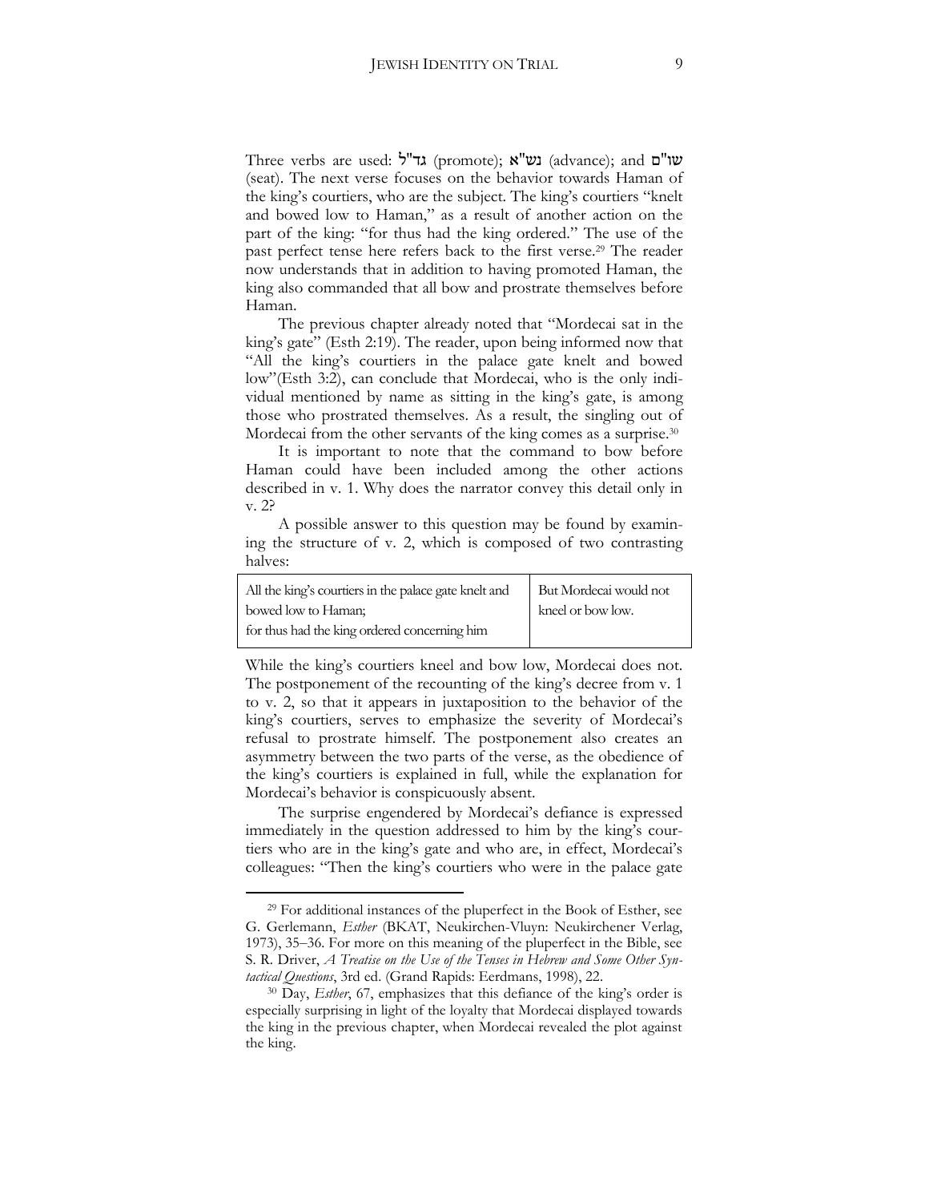Three verbs are used: גד"ל (promote); נש"א (advance); and שו"ם (seat). The next verse focuses on the behavior towards Haman of the king's courtiers, who are the subject. The king's courtiers "knelt and bowed low to Haman," as a result of another action on the part of the king: "for thus had the king ordered." The use of the past perfect tense here refers back to the first verse.[29] The reader now understands that in addition to having promoted Haman, the king also commanded that all bow and prostrate themselves before Haman.

The previous chapter already noted that "Mordecai sat in the king's gate" (Esth 2:19). The reader, upon being informed now that "All the king's courtiers in the palace gate knelt and bowed low"(Esth 3:2), can conclude that Mordecai, who is the only individual mentioned by name as sitting in the king's gate, is among those who prostrated themselves. As a result, the singling out of Mordecai from the other servants of the king comes as a surprise.[30]

It is important to note that the command to bow before Haman could have been included among the other actions described in v. 1. Why does the narrator convey this detail only in v. 2?

A possible answer to this question may be found by examining the structure of v. 2, which is composed of two contrasting halves:

| All the king's courtiers in the palace gate knelt and bowed low to Haman; for thus had the king ordered concerning him | But Mordecai would not kneel or bow low. |
|---|---|

While the king's courtiers kneel and bow low, Mordecai does not. The postponement of the recounting of the king's decree from v. 1 to v. 2, so that it appears in juxtaposition to the behavior of the king's courtiers, serves to emphasize the severity of Mordecai's refusal to prostrate himself. The postponement also creates an asymmetry between the two parts of the verse, as the obedience of the king's courtiers is explained in full, while the explanation for Mordecai's behavior is conspicuously absent.

The surprise engendered by Mordecai's defiance is expressed immediately in the question addressed to him by the king's courtiers who are in the king's gate and who are, in effect, Mordecai's colleagues: "Then the king's courtiers who were in the palace gate

---

[29] For additional instances of the pluperfect in the Book of Esther, see G. Gerlemann, *Esther* (BKAT, Neukirchen-Vluyn: Neukirchener Verlag, 1973), 35–36. For more on this meaning of the pluperfect in the Bible, see S. R. Driver, *A Treatise on the Use of the Tenses in Hebrew and Some Other Syntactical Questions*, 3rd ed. (Grand Rapids: Eerdmans, 1998), 22.

[30] Day, *Esther*, 67, emphasizes that this defiance of the king's order is especially surprising in light of the loyalty that Mordecai displayed towards the king in the previous chapter, when Mordecai revealed the plot against the king.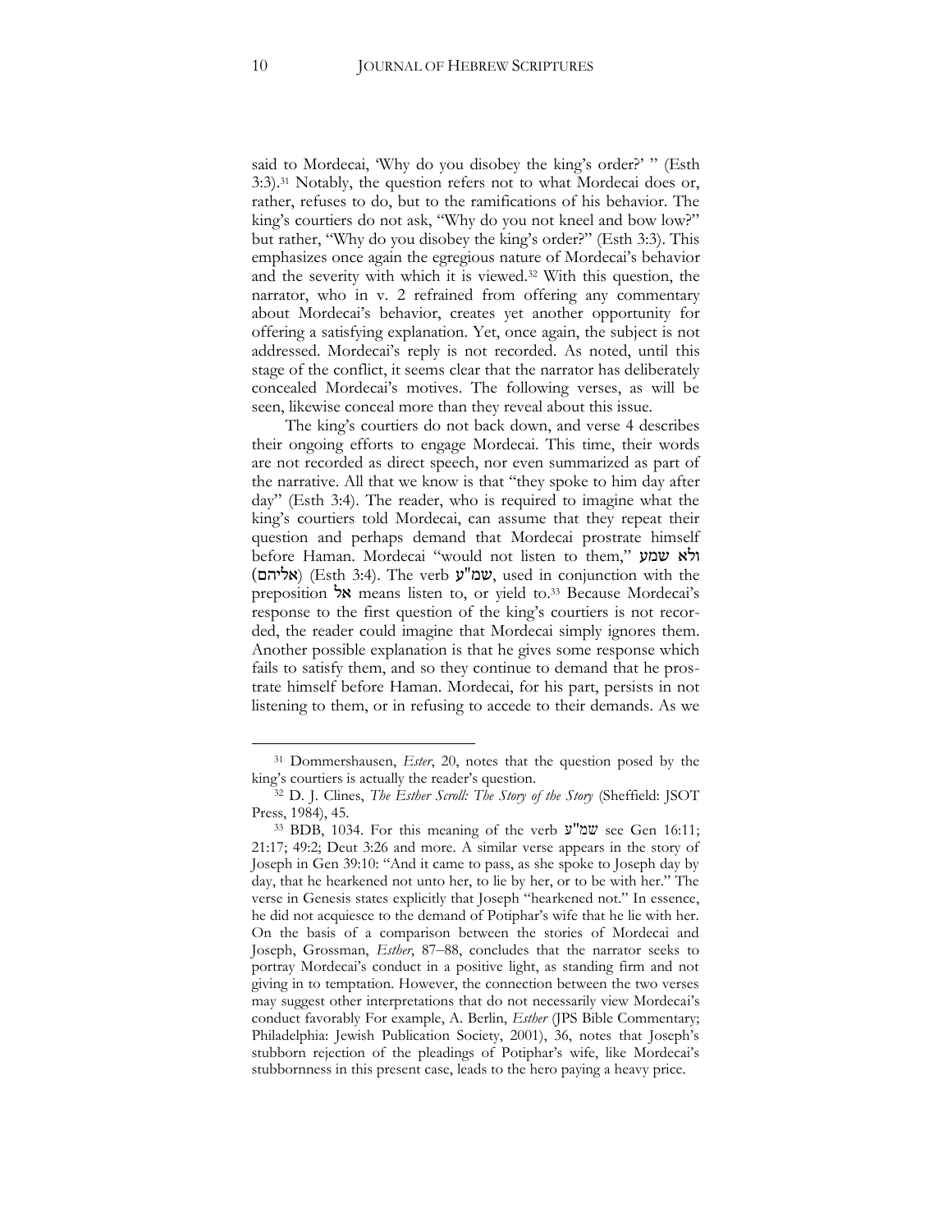said to Mordecai, 'Why do you disobey the king's order?' " (Esth 3:3).[31] Notably, the question refers not to what Mordecai does or, rather, refuses to do, but to the ramifications of his behavior. The king's courtiers do not ask, "Why do you not kneel and bow low?" but rather, "Why do you disobey the king's order?" (Esth 3:3). This emphasizes once again the egregious nature of Mordecai's behavior and the severity with which it is viewed.[32] With this question, the narrator, who in v. 2 refrained from offering any commentary about Mordecai's behavior, creates yet another opportunity for offering a satisfying explanation. Yet, once again, the subject is not addressed. Mordecai's reply is not recorded. As noted, until this stage of the conflict, it seems clear that the narrator has deliberately concealed Mordecai's motives. The following verses, as will be seen, likewise conceal more than they reveal about this issue.

The king's courtiers do not back down, and verse 4 describes their ongoing efforts to engage Mordecai. This time, their words are not recorded as direct speech, nor even summarized as part of the narrative. All that we know is that "they spoke to him day after day" (Esth 3:4). The reader, who is required to imagine what the king's courtiers told Mordecai, can assume that they repeat their question and perhaps demand that Mordecai prostrate himself before Haman. Mordecai "would not listen to them," ולא שמע (אליהם) (Esth 3:4). The verb שמ"ע, used in conjunction with the preposition אל means listen to, or yield to.[33] Because Mordecai's response to the first question of the king's courtiers is not recorded, the reader could imagine that Mordecai simply ignores them. Another possible explanation is that he gives some response which fails to satisfy them, and so they continue to demand that he prostrate himself before Haman. Mordecai, for his part, persists in not listening to them, or in refusing to accede to their demands. As we

---

[31] Dommershausen, *Ester*, 20, notes that the question posed by the king's courtiers is actually the reader's question.

[32] D. J. Clines, *The Esther Scroll: The Story of the Story* (Sheffield: JSOT Press, 1984), 45.

[33] BDB, 1034. For this meaning of the verb שמ"ע see Gen 16:11; 21:17; 49:2; Deut 3:26 and more. A similar verse appears in the story of Joseph in Gen 39:10: "And it came to pass, as she spoke to Joseph day by day, that he hearkened not unto her, to lie by her, or to be with her." The verse in Genesis states explicitly that Joseph "hearkened not." In essence, he did not acquiesce to the demand of Potiphar's wife that he lie with her. On the basis of a comparison between the stories of Mordecai and Joseph, Grossman, *Esther*, 87–88, concludes that the narrator seeks to portray Mordecai's conduct in a positive light, as standing firm and not giving in to temptation. However, the connection between the two verses may suggest other interpretations that do not necessarily view Mordecai's conduct favorably For example, A. Berlin, *Esther* (JPS Bible Commentary; Philadelphia: Jewish Publication Society, 2001), 36, notes that Joseph's stubborn rejection of the pleadings of Potiphar's wife, like Mordecai's stubbornness in this present case, leads to the hero paying a heavy price.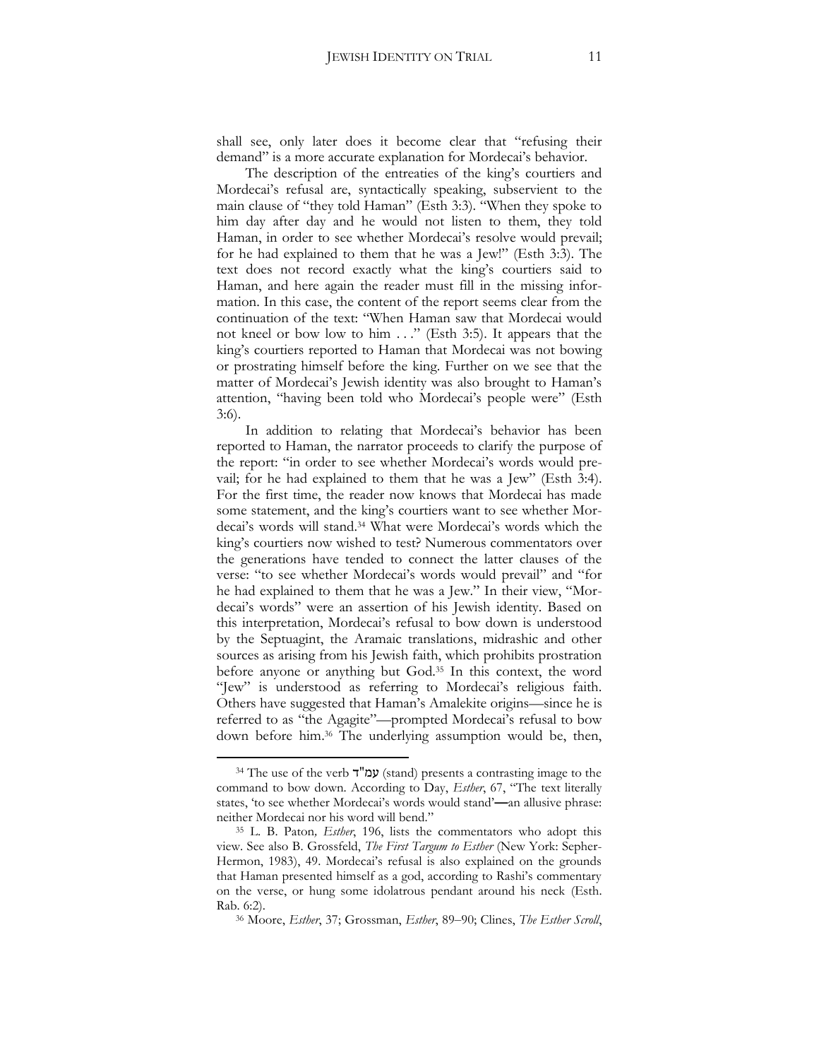shall see, only later does it become clear that "refusing their demand" is a more accurate explanation for Mordecai's behavior.

The description of the entreaties of the king's courtiers and Mordecai's refusal are, syntactically speaking, subservient to the main clause of "they told Haman" (Esth 3:3). "When they spoke to him day after day and he would not listen to them, they told Haman, in order to see whether Mordecai's resolve would prevail; for he had explained to them that he was a Jew!" (Esth 3:3). The text does not record exactly what the king's courtiers said to Haman, and here again the reader must fill in the missing information. In this case, the content of the report seems clear from the continuation of the text: "When Haman saw that Mordecai would not kneel or bow low to him . . ." (Esth 3:5). It appears that the king's courtiers reported to Haman that Mordecai was not bowing or prostrating himself before the king. Further on we see that the matter of Mordecai's Jewish identity was also brought to Haman's attention, "having been told who Mordecai's people were" (Esth 3:6).

In addition to relating that Mordecai's behavior has been reported to Haman, the narrator proceeds to clarify the purpose of the report: "in order to see whether Mordecai's words would prevail; for he had explained to them that he was a Jew" (Esth 3:4). For the first time, the reader now knows that Mordecai has made some statement, and the king's courtiers want to see whether Mordecai's words will stand.[34] What were Mordecai's words which the king's courtiers now wished to test? Numerous commentators over the generations have tended to connect the latter clauses of the verse: "to see whether Mordecai's words would prevail" and "for he had explained to them that he was a Jew." In their view, "Mordecai's words" were an assertion of his Jewish identity. Based on this interpretation, Mordecai's refusal to bow down is understood by the Septuagint, the Aramaic translations, midrashic and other sources as arising from his Jewish faith, which prohibits prostration before anyone or anything but God.[35] In this context, the word "Jew" is understood as referring to Mordecai's religious faith. Others have suggested that Haman's Amalekite origins—since he is referred to as "the Agagite"—prompted Mordecai's refusal to bow down before him.[36] The underlying assumption would be, then,

---

[34] The use of the verb עמ"ד (stand) presents a contrasting image to the command to bow down. According to Day, *Esther*, 67, "The text literally states, 'to see whether Mordecai's words would stand'—an allusive phrase: neither Mordecai nor his word will bend."

[35] L. B. Paton, *Esther*, 196, lists the commentators who adopt this view. See also B. Grossfeld, *The First Targum to Esther* (New York: Sepher-Hermon, 1983), 49. Mordecai's refusal is also explained on the grounds that Haman presented himself as a god, according to Rashi's commentary on the verse, or hung some idolatrous pendant around his neck (Esth. Rab. 6:2).

[36] Moore, *Esther*, 37; Grossman, *Esther*, 89–90; Clines, *The Esther Scroll*,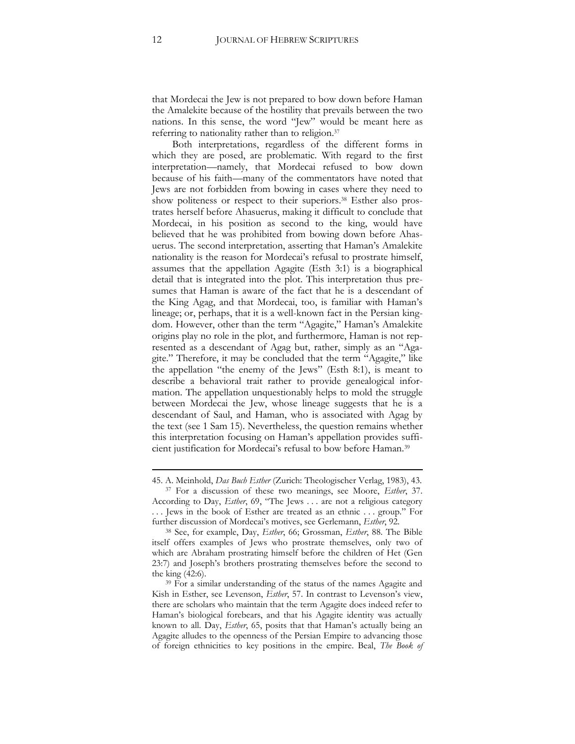that Mordecai the Jew is not prepared to bow down before Haman the Amalekite because of the hostility that prevails between the two nations. In this sense, the word "Jew" would be meant here as referring to nationality rather than to religion.[37]

Both interpretations, regardless of the different forms in which they are posed, are problematic. With regard to the first interpretation—namely, that Mordecai refused to bow down because of his faith—many of the commentators have noted that Jews are not forbidden from bowing in cases where they need to show politeness or respect to their superiors.[38] Esther also prostrates herself before Ahasuerus, making it difficult to conclude that Mordecai, in his position as second to the king, would have believed that he was prohibited from bowing down before Ahasuerus. The second interpretation, asserting that Haman's Amalekite nationality is the reason for Mordecai's refusal to prostrate himself, assumes that the appellation Agagite (Esth 3:1) is a biographical detail that is integrated into the plot. This interpretation thus presumes that Haman is aware of the fact that he is a descendant of the King Agag, and that Mordecai, too, is familiar with Haman's lineage; or, perhaps, that it is a well-known fact in the Persian kingdom. However, other than the term "Agagite," Haman's Amalekite origins play no role in the plot, and furthermore, Haman is not represented as a descendant of Agag but, rather, simply as an "Agagite." Therefore, it may be concluded that the term "Agagite," like the appellation "the enemy of the Jews" (Esth 8:1), is meant to describe a behavioral trait rather to provide genealogical information. The appellation unquestionably helps to mold the struggle between Mordecai the Jew, whose lineage suggests that he is a descendant of Saul, and Haman, who is associated with Agag by the text (see 1 Sam 15). Nevertheless, the question remains whether this interpretation focusing on Haman's appellation provides sufficient justification for Mordecai's refusal to bow before Haman.[39]

---

45. A. Meinhold, *Das Buch Esther* (Zurich: Theologischer Verlag, 1983), 43.

[37] For a discussion of these two meanings, see Moore, *Esther*, 37. According to Day, *Esther*, 69, "The Jews . . . are not a religious category . . . Jews in the book of Esther are treated as an ethnic . . . group." For further discussion of Mordecai's motives, see Gerlemann, *Esther*, 92.

[38] See, for example, Day, *Esther*, 66; Grossman, *Esther*, 88. The Bible itself offers examples of Jews who prostrate themselves, only two of which are Abraham prostrating himself before the children of Het (Gen 23:7) and Joseph's brothers prostrating themselves before the second to the king (42:6).

[39] For a similar understanding of the status of the names Agagite and Kish in Esther, see Levenson, *Esther*, 57. In contrast to Levenson's view, there are scholars who maintain that the term Agagite does indeed refer to Haman's biological forebears, and that his Agagite identity was actually known to all. Day, *Esther*, 65, posits that that Haman's actually being an Agagite alludes to the openness of the Persian Empire to advancing those of foreign ethnicities to key positions in the empire. Beal, *The Book of*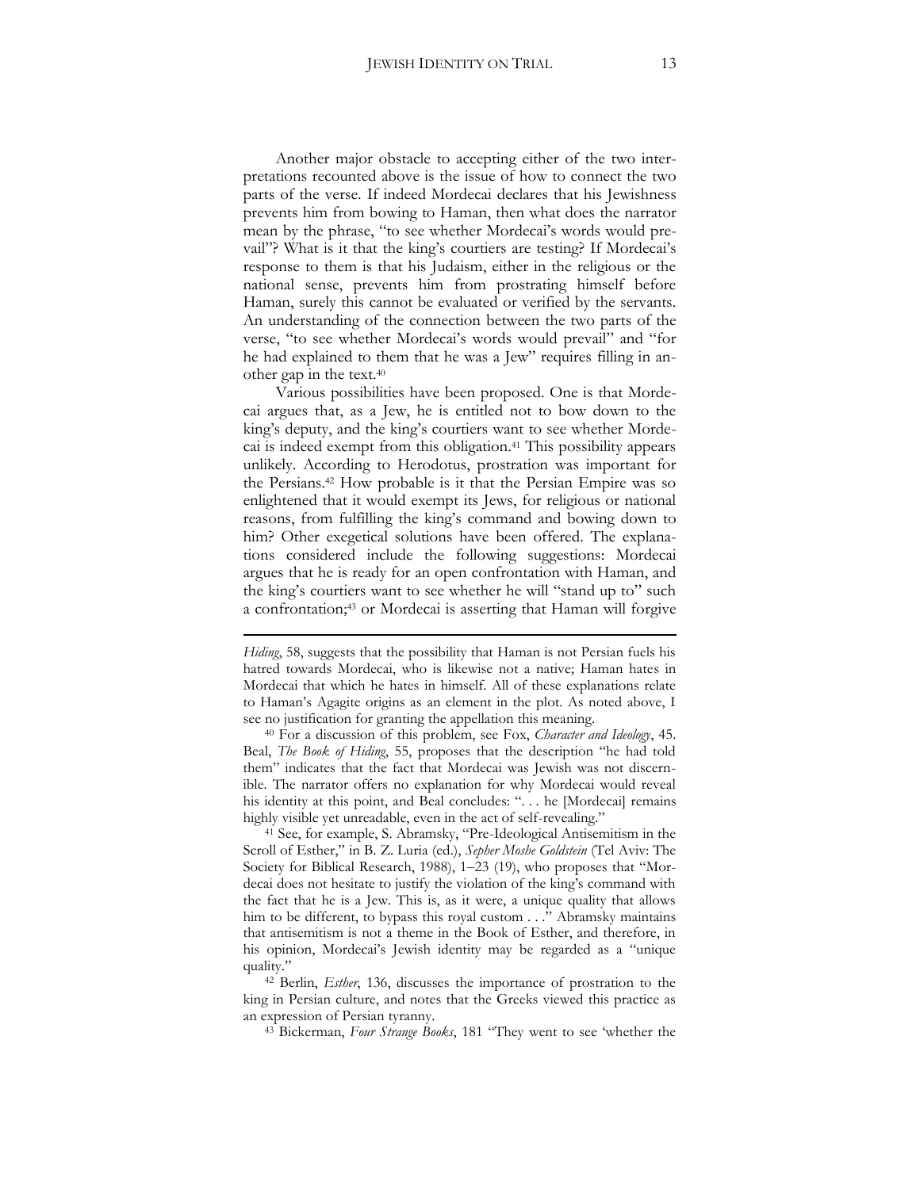Another major obstacle to accepting either of the two interpretations recounted above is the issue of how to connect the two parts of the verse. If indeed Mordecai declares that his Jewishness prevents him from bowing to Haman, then what does the narrator mean by the phrase, "to see whether Mordecai's words would prevail"? What is it that the king's courtiers are testing? If Mordecai's response to them is that his Judaism, either in the religious or the national sense, prevents him from prostrating himself before Haman, surely this cannot be evaluated or verified by the servants. An understanding of the connection between the two parts of the verse, "to see whether Mordecai's words would prevail" and "for he had explained to them that he was a Jew" requires filling in another gap in the text.[40]

Various possibilities have been proposed. One is that Mordecai argues that, as a Jew, he is entitled not to bow down to the king's deputy, and the king's courtiers want to see whether Mordecai is indeed exempt from this obligation.[41] This possibility appears unlikely. According to Herodotus, prostration was important for the Persians.[42] How probable is it that the Persian Empire was so enlightened that it would exempt its Jews, for religious or national reasons, from fulfilling the king's command and bowing down to him? Other exegetical solutions have been offered. The explanations considered include the following suggestions: Mordecai argues that he is ready for an open confrontation with Haman, and the king's courtiers want to see whether he will "stand up to" such a confrontation;[43] or Mordecai is asserting that Haman will forgive

---

*Hiding*, 58, suggests that the possibility that Haman is not Persian fuels his hatred towards Mordecai, who is likewise not a native; Haman hates in Mordecai that which he hates in himself. All of these explanations relate to Haman's Agagite origins as an element in the plot. As noted above, I see no justification for granting the appellation this meaning.

[40] For a discussion of this problem, see Fox, *Character and Ideology*, 45. Beal, *The Book of Hiding*, 55, proposes that the description "he had told them" indicates that the fact that Mordecai was Jewish was not discernible. The narrator offers no explanation for why Mordecai would reveal his identity at this point, and Beal concludes: ". . . he [Mordecai] remains highly visible yet unreadable, even in the act of self-revealing."

[41] See, for example, S. Abramsky, "Pre-Ideological Antisemitism in the Scroll of Esther," in B. Z. Luria (ed.), *Sepher Moshe Goldstein* (Tel Aviv: The Society for Biblical Research, 1988), 1–23 (19), who proposes that "Mordecai does not hesitate to justify the violation of the king's command with the fact that he is a Jew. This is, as it were, a unique quality that allows him to be different, to bypass this royal custom . . ." Abramsky maintains that antisemitism is not a theme in the Book of Esther, and therefore, in his opinion, Mordecai's Jewish identity may be regarded as a "unique quality."

[42] Berlin, *Esther*, 136, discusses the importance of prostration to the king in Persian culture, and notes that the Greeks viewed this practice as an expression of Persian tyranny.

[43] Bickerman, *Four Strange Books*, 181 "They went to see 'whether the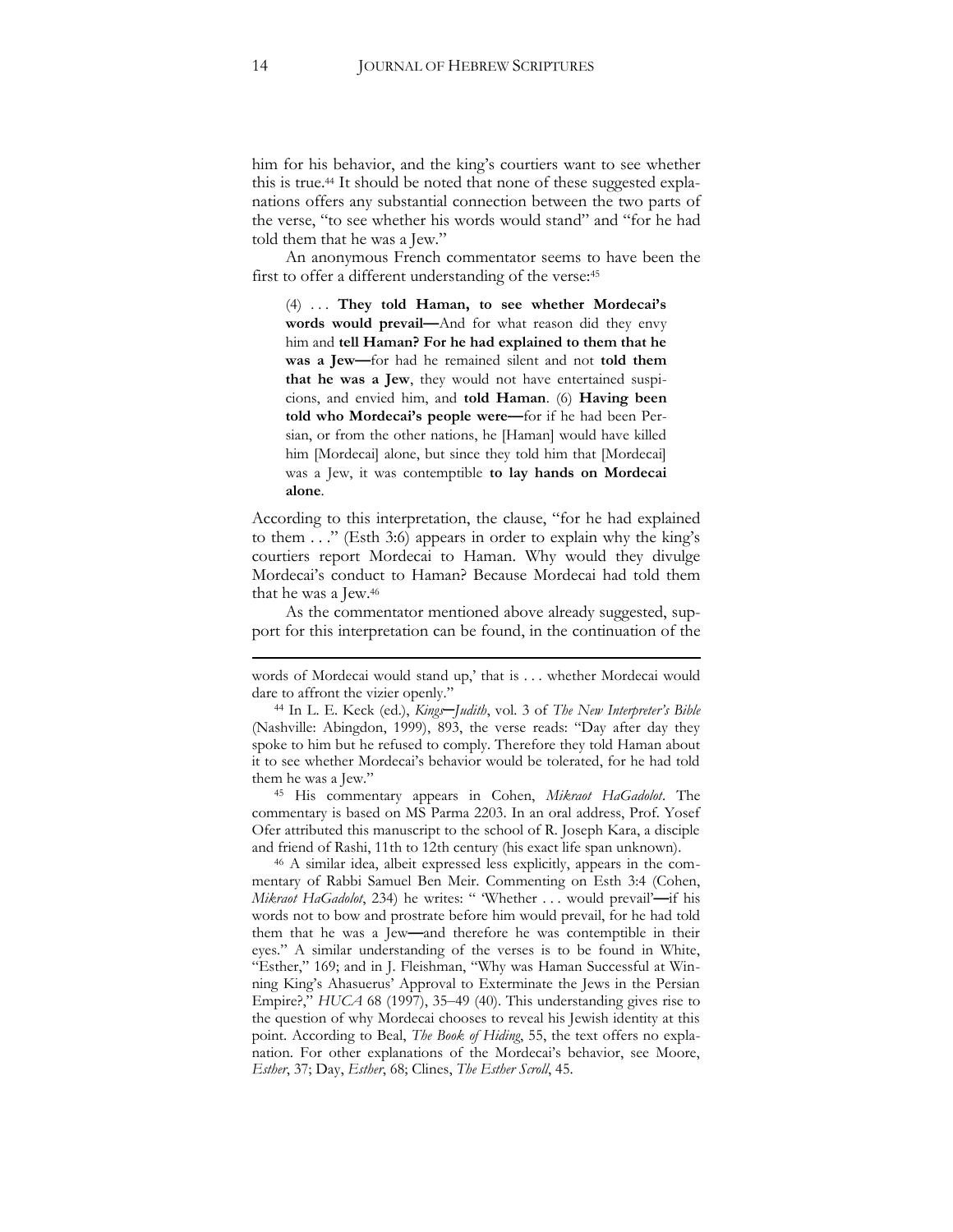him for his behavior, and the king's courtiers want to see whether this is true.[44] It should be noted that none of these suggested explanations offers any substantial connection between the two parts of the verse, "to see whether his words would stand" and "for he had told them that he was a Jew."

An anonymous French commentator seems to have been the first to offer a different understanding of the verse:[45]

> (4) . . . **They told Haman, to see whether Mordecai's words would prevail—**And for what reason did they envy him and **tell Haman? For he had explained to them that he was a Jew—**for had he remained silent and not **told them that he was a Jew**, they would not have entertained suspicions, and envied him, and **told Haman**. (6) **Having been told who Mordecai's people were—**for if he had been Persian, or from the other nations, he [Haman] would have killed him [Mordecai] alone, but since they told him that [Mordecai] was a Jew, it was contemptible **to lay hands on Mordecai alone**.

According to this interpretation, the clause, "for he had explained to them . . ." (Esth 3:6) appears in order to explain why the king's courtiers report Mordecai to Haman. Why would they divulge Mordecai's conduct to Haman? Because Mordecai had told them that he was a Jew.[46]

As the commentator mentioned above already suggested, support for this interpretation can be found, in the continuation of the

---

words of Mordecai would stand up,' that is . . . whether Mordecai would dare to affront the vizier openly."

[44] In L. E. Keck (ed.), *Kings—Judith*, vol. 3 of *The New Interpreter's Bible* (Nashville: Abingdon, 1999), 893, the verse reads: "Day after day they spoke to him but he refused to comply. Therefore they told Haman about it to see whether Mordecai's behavior would be tolerated, for he had told them he was a Jew."

[45] His commentary appears in Cohen, *Mikraot HaGadolot*. The commentary is based on MS Parma 2203. In an oral address, Prof. Yosef Ofer attributed this manuscript to the school of R. Joseph Kara, a disciple and friend of Rashi, 11th to 12th century (his exact life span unknown).

[46] A similar idea, albeit expressed less explicitly, appears in the commentary of Rabbi Samuel Ben Meir. Commenting on Esth 3:4 (Cohen, *Mikraot HaGadolot*, 234) he writes: " 'Whether . . . would prevail'—if his words not to bow and prostrate before him would prevail, for he had told them that he was a Jew—and therefore he was contemptible in their eyes." A similar understanding of the verses is to be found in White, "Esther," 169; and in J. Fleishman, "Why was Haman Successful at Winning King's Ahasuerus' Approval to Exterminate the Jews in the Persian Empire?," *HUCA* 68 (1997), 35–49 (40). This understanding gives rise to the question of why Mordecai chooses to reveal his Jewish identity at this point. According to Beal, *The Book of Hiding*, 55, the text offers no explanation. For other explanations of the Mordecai's behavior, see Moore, *Esther*, 37; Day, *Esther*, 68; Clines, *The Esther Scroll*, 45.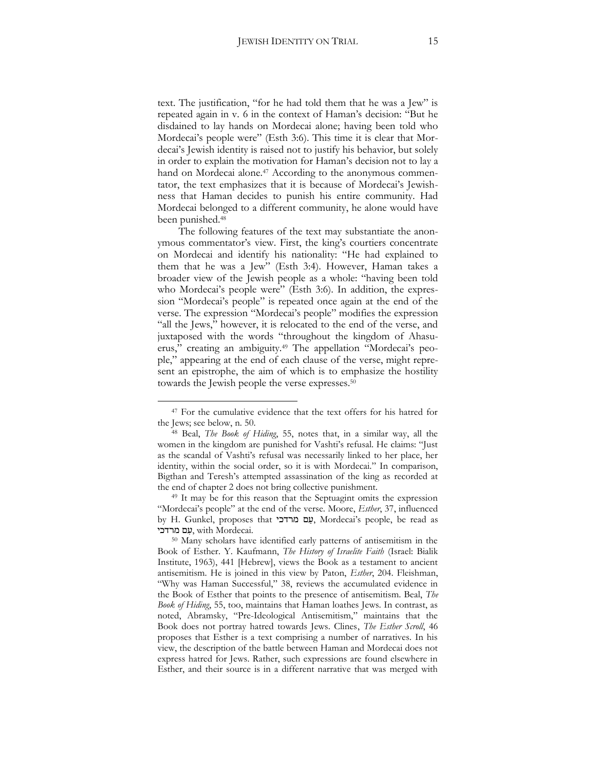text. The justification, "for he had told them that he was a Jew" is repeated again in v. 6 in the context of Haman's decision: "But he disdained to lay hands on Mordecai alone; having been told who Mordecai's people were" (Esth 3:6). This time it is clear that Mordecai's Jewish identity is raised not to justify his behavior, but solely in order to explain the motivation for Haman's decision not to lay a hand on Mordecai alone.[47] According to the anonymous commentator, the text emphasizes that it is because of Mordecai's Jewishness that Haman decides to punish his entire community. Had Mordecai belonged to a different community, he alone would have been punished.[48]

The following features of the text may substantiate the anonymous commentator's view. First, the king's courtiers concentrate on Mordecai and identify his nationality: "He had explained to them that he was a Jew" (Esth 3:4). However, Haman takes a broader view of the Jewish people as a whole: "having been told who Mordecai's people were" (Esth 3:6). In addition, the expression "Mordecai's people" is repeated once again at the end of the verse. The expression "Mordecai's people" modifies the expression "all the Jews," however, it is relocated to the end of the verse, and juxtaposed with the words "throughout the kingdom of Ahasuerus," creating an ambiguity.[49] The appellation "Mordecai's people," appearing at the end of each clause of the verse, might represent an epistrophe, the aim of which is to emphasize the hostility towards the Jewish people the verse expresses.[50]

---

[47] For the cumulative evidence that the text offers for his hatred for the Jews; see below, n. 50.

[48] Beal, *The Book of Hiding*, 55, notes that, in a similar way, all the women in the kingdom are punished for Vashti's refusal. He claims: "Just as the scandal of Vashti's refusal was necessarily linked to her place, her identity, within the social order, so it is with Mordecai." In comparison, Bigthan and Teresh's attempted assassination of the king as recorded at the end of chapter 2 does not bring collective punishment.

[49] It may be for this reason that the Septuagint omits the expression "Mordecai's people" at the end of the verse. Moore, *Esther*, 37, influenced by H. Gunkel, proposes that עם מרדכי, Mordecai's people, be read as עִם מרדכי, with Mordecai.

[50] Many scholars have identified early patterns of antisemitism in the Book of Esther. Y. Kaufmann, *The History of Israelite Faith* (Israel: Bialik Institute, 1963), 441 [Hebrew], views the Book as a testament to ancient antisemitism. He is joined in this view by Paton, *Esther*, 204. Fleishman, "Why was Haman Successful," 38, reviews the accumulated evidence in the Book of Esther that points to the presence of antisemitism. Beal, *The Book of Hiding*, 55, too, maintains that Haman loathes Jews. In contrast, as noted, Abramsky, "Pre-Ideological Antisemitism," maintains that the Book does not portray hatred towards Jews. Clines, *The Esther Scroll*, 46 proposes that Esther is a text comprising a number of narratives. In his view, the description of the battle between Haman and Mordecai does not express hatred for Jews. Rather, such expressions are found elsewhere in Esther, and their source is in a different narrative that was merged with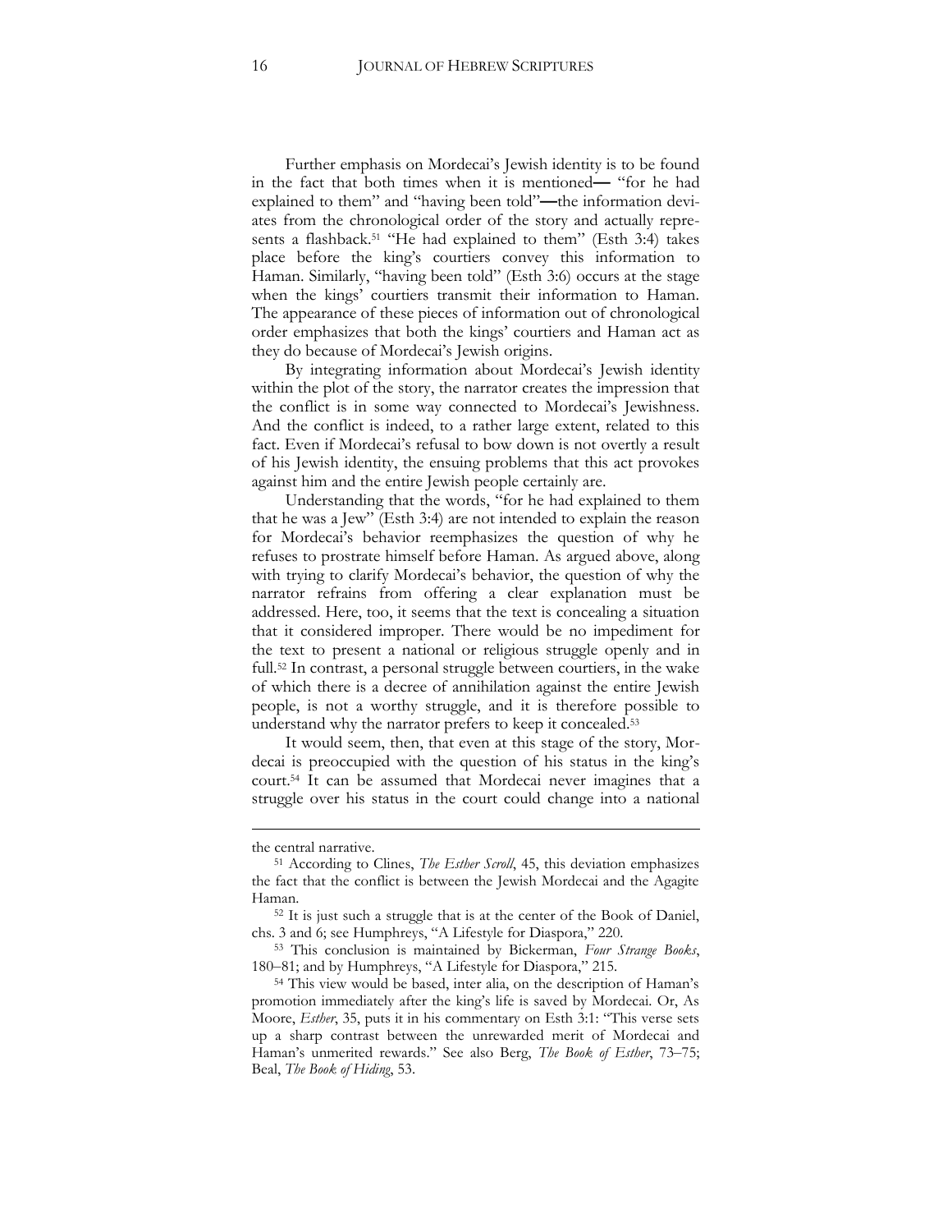Further emphasis on Mordecai's Jewish identity is to be found in the fact that both times when it is mentioned— "for he had explained to them" and "having been told"—the information deviates from the chronological order of the story and actually represents a flashback.[51] "He had explained to them" (Esth 3:4) takes place before the king's courtiers convey this information to Haman. Similarly, "having been told" (Esth 3:6) occurs at the stage when the kings' courtiers transmit their information to Haman. The appearance of these pieces of information out of chronological order emphasizes that both the kings' courtiers and Haman act as they do because of Mordecai's Jewish origins.

By integrating information about Mordecai's Jewish identity within the plot of the story, the narrator creates the impression that the conflict is in some way connected to Mordecai's Jewishness. And the conflict is indeed, to a rather large extent, related to this fact. Even if Mordecai's refusal to bow down is not overtly a result of his Jewish identity, the ensuing problems that this act provokes against him and the entire Jewish people certainly are.

Understanding that the words, "for he had explained to them that he was a Jew" (Esth 3:4) are not intended to explain the reason for Mordecai's behavior reemphasizes the question of why he refuses to prostrate himself before Haman. As argued above, along with trying to clarify Mordecai's behavior, the question of why the narrator refrains from offering a clear explanation must be addressed. Here, too, it seems that the text is concealing a situation that it considered improper. There would be no impediment for the text to present a national or religious struggle openly and in full.[52] In contrast, a personal struggle between courtiers, in the wake of which there is a decree of annihilation against the entire Jewish people, is not a worthy struggle, and it is therefore possible to understand why the narrator prefers to keep it concealed.[53]

It would seem, then, that even at this stage of the story, Mordecai is preoccupied with the question of his status in the king's court.[54] It can be assumed that Mordecai never imagines that a struggle over his status in the court could change into a national

---

the central narrative.

[51] According to Clines, *The Esther Scroll*, 45, this deviation emphasizes the fact that the conflict is between the Jewish Mordecai and the Agagite Haman.

[52] It is just such a struggle that is at the center of the Book of Daniel, chs. 3 and 6; see Humphreys, "A Lifestyle for Diaspora," 220.

[53] This conclusion is maintained by Bickerman, *Four Strange Books*, 180–81; and by Humphreys, "A Lifestyle for Diaspora," 215.

[54] This view would be based, inter alia, on the description of Haman's promotion immediately after the king's life is saved by Mordecai. Or, As Moore, *Esther*, 35, puts it in his commentary on Esth 3:1: "This verse sets up a sharp contrast between the unrewarded merit of Mordecai and Haman's unmerited rewards." See also Berg, *The Book of Esther*, 73–75; Beal, *The Book of Hiding*, 53.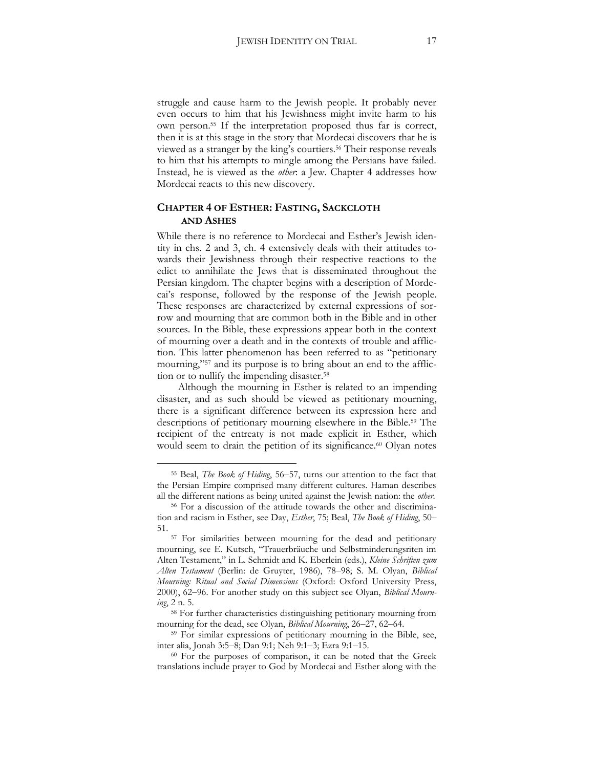struggle and cause harm to the Jewish people. It probably never even occurs to him that his Jewishness might invite harm to his own person.[55] If the interpretation proposed thus far is correct, then it is at this stage in the story that Mordecai discovers that he is viewed as a stranger by the king's courtiers.[56] Their response reveals to him that his attempts to mingle among the Persians have failed. Instead, he is viewed as the *other*: a Jew. Chapter 4 addresses how Mordecai reacts to this new discovery.

## CHAPTER 4 OF ESTHER: FASTING, SACKCLOTH AND ASHES

While there is no reference to Mordecai and Esther's Jewish identity in chs. 2 and 3, ch. 4 extensively deals with their attitudes towards their Jewishness through their respective reactions to the edict to annihilate the Jews that is disseminated throughout the Persian kingdom. The chapter begins with a description of Mordecai's response, followed by the response of the Jewish people. These responses are characterized by external expressions of sorrow and mourning that are common both in the Bible and in other sources. In the Bible, these expressions appear both in the context of mourning over a death and in the contexts of trouble and affliction. This latter phenomenon has been referred to as "petitionary mourning,"[57] and its purpose is to bring about an end to the affliction or to nullify the impending disaster.[58]

Although the mourning in Esther is related to an impending disaster, and as such should be viewed as petitionary mourning, there is a significant difference between its expression here and descriptions of petitionary mourning elsewhere in the Bible.[59] The recipient of the entreaty is not made explicit in Esther, which would seem to drain the petition of its significance.[60] Olyan notes

---

[55] Beal, *The Book of Hiding*, 56–57, turns our attention to the fact that the Persian Empire comprised many different cultures. Haman describes all the different nations as being united against the Jewish nation: the *other*.

[56] For a discussion of the attitude towards the other and discrimination and racism in Esther, see Day, *Esther*, 75; Beal, *The Book of Hiding*, 50–51.

[57] For similarities between mourning for the dead and petitionary mourning, see E. Kutsch, "Trauerbräuche und Selbstminderungsriten im Alten Testament," in L. Schmidt and K. Eberlein (eds.), *Kleine Schriften zum Alten Testament* (Berlin: de Gruyter, 1986), 78–98; S. M. Olyan, *Biblical Mourning: Ritual and Social Dimensions* (Oxford: Oxford University Press, 2000), 62–96. For another study on this subject see Olyan, *Biblical Mourning*, 2 n. 5.

[58] For further characteristics distinguishing petitionary mourning from mourning for the dead, see Olyan, *Biblical Mourning*, 26–27, 62–64.

[59] For similar expressions of petitionary mourning in the Bible, see, inter alia, Jonah 3:5–8; Dan 9:1; Neh 9:1–3; Ezra 9:1–15.

[60] For the purposes of comparison, it can be noted that the Greek translations include prayer to God by Mordecai and Esther along with the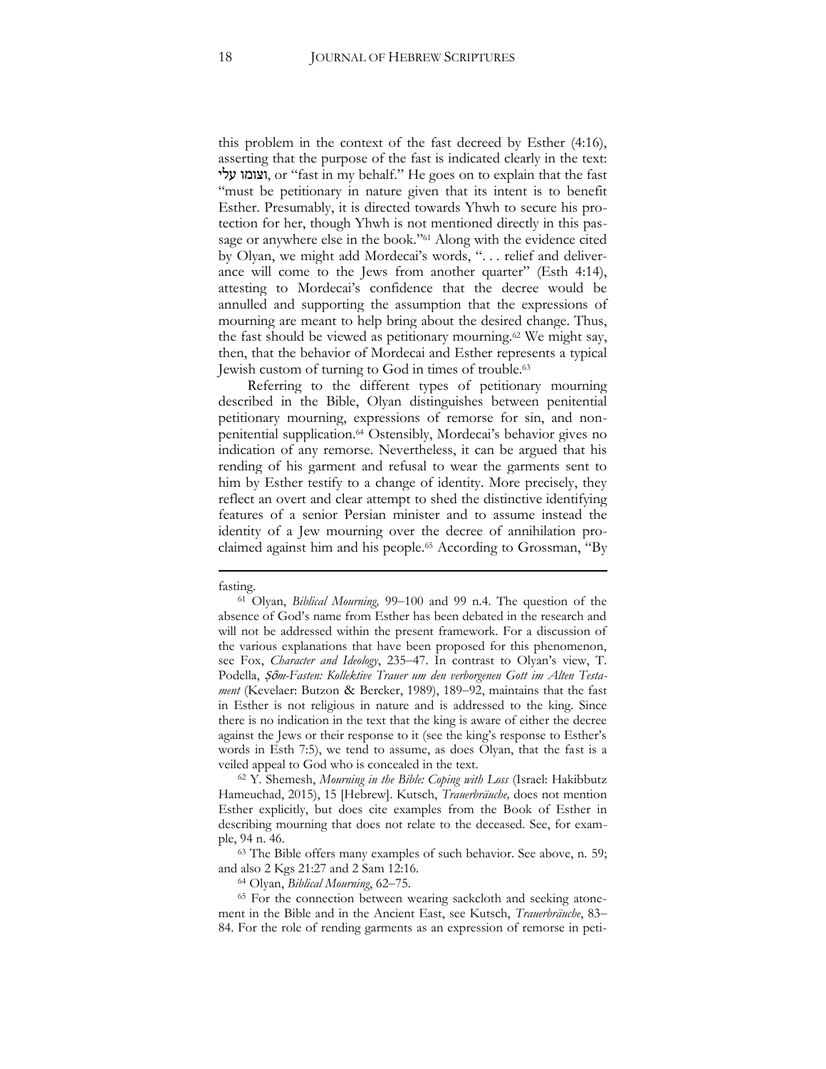this problem in the context of the fast decreed by Esther (4:16), asserting that the purpose of the fast is indicated clearly in the text: וצומו עלי, or "fast in my behalf." He goes on to explain that the fast "must be petitionary in nature given that its intent is to benefit Esther. Presumably, it is directed towards Yhwh to secure his protection for her, though Yhwh is not mentioned directly in this passage or anywhere else in the book."[61] Along with the evidence cited by Olyan, we might add Mordecai's words, ". . . relief and deliverance will come to the Jews from another quarter" (Esth 4:14), attesting to Mordecai's confidence that the decree would be annulled and supporting the assumption that the expressions of mourning are meant to help bring about the desired change. Thus, the fast should be viewed as petitionary mourning.[62] We might say, then, that the behavior of Mordecai and Esther represents a typical Jewish custom of turning to God in times of trouble.[63]

Referring to the different types of petitionary mourning described in the Bible, Olyan distinguishes between penitential petitionary mourning, expressions of remorse for sin, and non-penitential supplication.[64] Ostensibly, Mordecai's behavior gives no indication of any remorse. Nevertheless, it can be argued that his rending of his garment and refusal to wear the garments sent to him by Esther testify to a change of identity. More precisely, they reflect an overt and clear attempt to shed the distinctive identifying features of a senior Persian minister and to assume instead the identity of a Jew mourning over the decree of annihilation proclaimed against him and his people.[65] According to Grossman, "By

---

fasting.

[61] Olyan, *Biblical Mourning,* 99–100 and 99 n.4. The question of the absence of God's name from Esther has been debated in the research and will not be addressed within the present framework. For a discussion of the various explanations that have been proposed for this phenomenon, see Fox, *Character and Ideology*, 235–47. In contrast to Olyan's view, T. Podella, *Ṣôm-Fasten: Kollektive Trauer um den verborgenen Gott im Alten Testament* (Kevelaer: Butzon & Bercker, 1989), 189–92, maintains that the fast in Esther is not religious in nature and is addressed to the king. Since there is no indication in the text that the king is aware of either the decree against the Jews or their response to it (see the king's response to Esther's words in Esth 7:5), we tend to assume, as does Olyan, that the fast is a veiled appeal to God who is concealed in the text.

[62] Y. Shemesh, *Mourning in the Bible: Coping with Loss* (Israel: Hakibbutz Hameuchad, 2015), 15 [Hebrew]. Kutsch, *Trauerbräuche,* does not mention Esther explicitly, but does cite examples from the Book of Esther in describing mourning that does not relate to the deceased. See, for example, 94 n. 46.

[63] The Bible offers many examples of such behavior. See above, n. 59; and also 2 Kgs 21:27 and 2 Sam 12:16.

[64] Olyan, *Biblical Mourning*, 62–75.

[65] For the connection between wearing sackcloth and seeking atonement in the Bible and in the Ancient East, see Kutsch, *Trauerbräuche*, 83–84. For the role of rending garments as an expression of remorse in peti-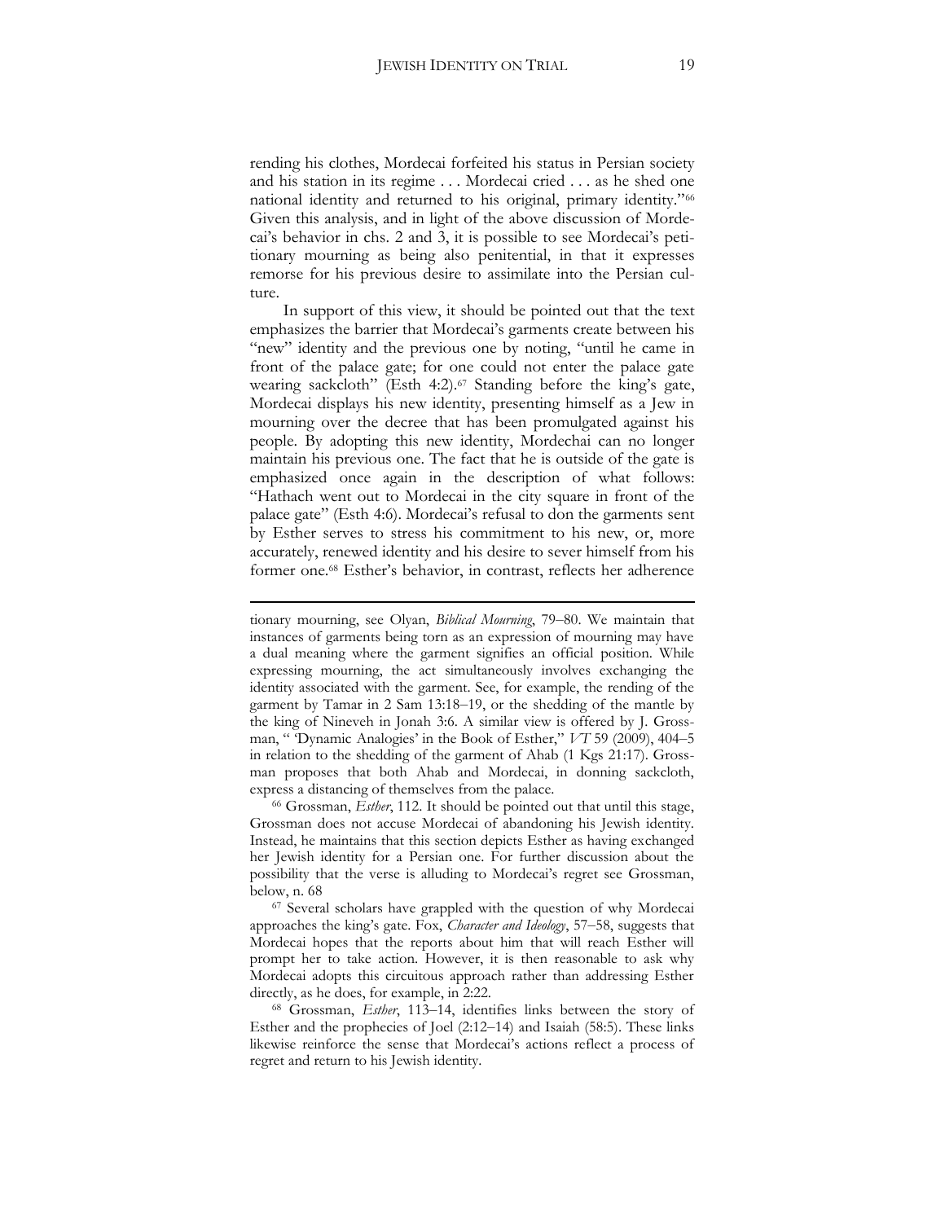rending his clothes, Mordecai forfeited his status in Persian society and his station in its regime . . . Mordecai cried . . . as he shed one national identity and returned to his original, primary identity."[66] Given this analysis, and in light of the above discussion of Mordecai's behavior in chs. 2 and 3, it is possible to see Mordecai's petitionary mourning as being also penitential, in that it expresses remorse for his previous desire to assimilate into the Persian culture.

In support of this view, it should be pointed out that the text emphasizes the barrier that Mordecai's garments create between his "new" identity and the previous one by noting, "until he came in front of the palace gate; for one could not enter the palace gate wearing sackcloth" (Esth 4:2).[67] Standing before the king's gate, Mordecai displays his new identity, presenting himself as a Jew in mourning over the decree that has been promulgated against his people. By adopting this new identity, Mordechai can no longer maintain his previous one. The fact that he is outside of the gate is emphasized once again in the description of what follows: "Hathach went out to Mordecai in the city square in front of the palace gate" (Esth 4:6). Mordecai's refusal to don the garments sent by Esther serves to stress his commitment to his new, or, more accurately, renewed identity and his desire to sever himself from his former one.[68] Esther's behavior, in contrast, reflects her adherence

---

tionary mourning, see Olyan, *Biblical Mourning*, 79–80. We maintain that instances of garments being torn as an expression of mourning may have a dual meaning where the garment signifies an official position. While expressing mourning, the act simultaneously involves exchanging the identity associated with the garment. See, for example, the rending of the garment by Tamar in 2 Sam 13:18–19, or the shedding of the mantle by the king of Nineveh in Jonah 3:6. A similar view is offered by J. Grossman, " 'Dynamic Analogies' in the Book of Esther," *VT* 59 (2009), 404–5 in relation to the shedding of the garment of Ahab (1 Kgs 21:17). Grossman proposes that both Ahab and Mordecai, in donning sackcloth, express a distancing of themselves from the palace.

[66] Grossman, *Esther*, 112. It should be pointed out that until this stage, Grossman does not accuse Mordecai of abandoning his Jewish identity. Instead, he maintains that this section depicts Esther as having exchanged her Jewish identity for a Persian one. For further discussion about the possibility that the verse is alluding to Mordecai's regret see Grossman, below, n. 68

[67] Several scholars have grappled with the question of why Mordecai approaches the king's gate. Fox, *Character and Ideology*, 57–58, suggests that Mordecai hopes that the reports about him that will reach Esther will prompt her to take action. However, it is then reasonable to ask why Mordecai adopts this circuitous approach rather than addressing Esther directly, as he does, for example, in 2:22.

[68] Grossman, *Esther*, 113–14, identifies links between the story of Esther and the prophecies of Joel (2:12–14) and Isaiah (58:5). These links likewise reinforce the sense that Mordecai's actions reflect a process of regret and return to his Jewish identity.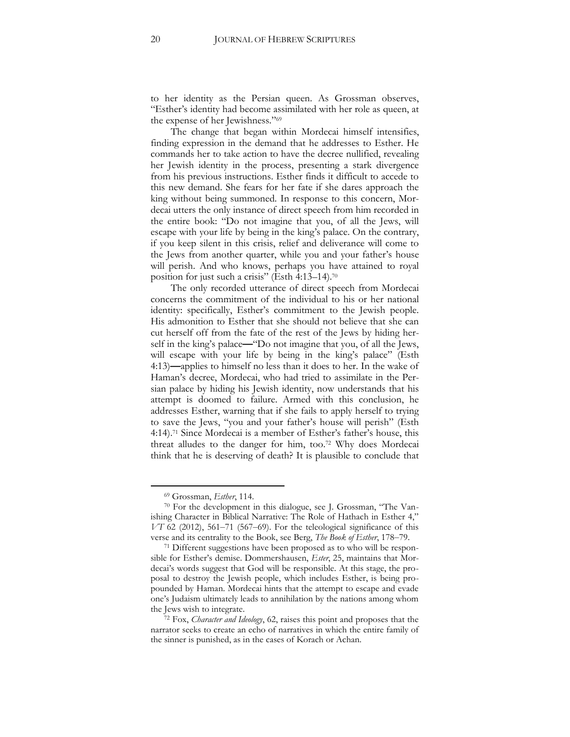to her identity as the Persian queen. As Grossman observes, "Esther's identity had become assimilated with her role as queen, at the expense of her Jewishness."[69]

The change that began within Mordecai himself intensifies, finding expression in the demand that he addresses to Esther. He commands her to take action to have the decree nullified, revealing her Jewish identity in the process, presenting a stark divergence from his previous instructions. Esther finds it difficult to accede to this new demand. She fears for her fate if she dares approach the king without being summoned. In response to this concern, Mordecai utters the only instance of direct speech from him recorded in the entire book: "Do not imagine that you, of all the Jews, will escape with your life by being in the king's palace. On the contrary, if you keep silent in this crisis, relief and deliverance will come to the Jews from another quarter, while you and your father's house will perish. And who knows, perhaps you have attained to royal position for just such a crisis" (Esth 4:13–14).[70]

The only recorded utterance of direct speech from Mordecai concerns the commitment of the individual to his or her national identity: specifically, Esther's commitment to the Jewish people. His admonition to Esther that she should not believe that she can cut herself off from the fate of the rest of the Jews by hiding herself in the king's palace—"Do not imagine that you, of all the Jews, will escape with your life by being in the king's palace" (Esth 4:13)—applies to himself no less than it does to her. In the wake of Haman's decree, Mordecai, who had tried to assimilate in the Persian palace by hiding his Jewish identity, now understands that his attempt is doomed to failure. Armed with this conclusion, he addresses Esther, warning that if she fails to apply herself to trying to save the Jews, "you and your father's house will perish" (Esth 4:14).[71] Since Mordecai is a member of Esther's father's house, this threat alludes to the danger for him, too.[72] Why does Mordecai think that he is deserving of death? It is plausible to conclude that

---

[69] Grossman, *Esther*, 114.

[70] For the development in this dialogue, see J. Grossman, "The Vanishing Character in Biblical Narrative: The Role of Hathach in Esther 4," *VT* 62 (2012), 561–71 (567–69). For the teleological significance of this verse and its centrality to the Book, see Berg, *The Book of Esther*, 178–79.

[71] Different suggestions have been proposed as to who will be responsible for Esther's demise. Dommershausen, *Ester*, 25, maintains that Mordecai's words suggest that God will be responsible. At this stage, the proposal to destroy the Jewish people, which includes Esther, is being propounded by Haman. Mordecai hints that the attempt to escape and evade one's Judaism ultimately leads to annihilation by the nations among whom the Jews wish to integrate.

[72] Fox, *Character and Ideology*, 62, raises this point and proposes that the narrator seeks to create an echo of narratives in which the entire family of the sinner is punished, as in the cases of Korach or Achan.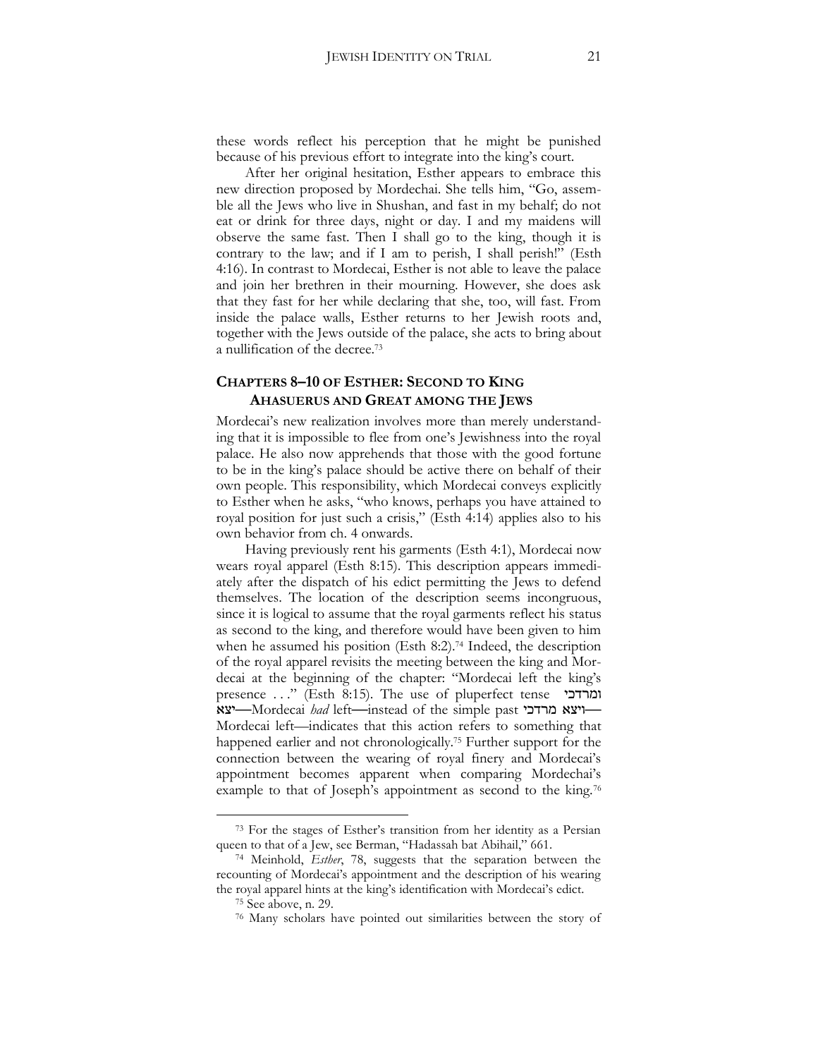these words reflect his perception that he might be punished because of his previous effort to integrate into the king's court.

After her original hesitation, Esther appears to embrace this new direction proposed by Mordechai. She tells him, "Go, assemble all the Jews who live in Shushan, and fast in my behalf; do not eat or drink for three days, night or day. I and my maidens will observe the same fast. Then I shall go to the king, though it is contrary to the law; and if I am to perish, I shall perish!" (Esth 4:16). In contrast to Mordecai, Esther is not able to leave the palace and join her brethren in their mourning. However, she does ask that they fast for her while declaring that she, too, will fast. From inside the palace walls, Esther returns to her Jewish roots and, together with the Jews outside of the palace, she acts to bring about a nullification of the decree.[73]

## CHAPTERS 8–10 OF ESTHER: SECOND TO KING AHASUERUS AND GREAT AMONG THE JEWS

Mordecai's new realization involves more than merely understanding that it is impossible to flee from one's Jewishness into the royal palace. He also now apprehends that those with the good fortune to be in the king's palace should be active there on behalf of their own people. This responsibility, which Mordecai conveys explicitly to Esther when he asks, "who knows, perhaps you have attained to royal position for just such a crisis," (Esth 4:14) applies also to his own behavior from ch. 4 onwards.

Having previously rent his garments (Esth 4:1), Mordecai now wears royal apparel (Esth 8:15). This description appears immediately after the dispatch of his edict permitting the Jews to defend themselves. The location of the description seems incongruous, since it is logical to assume that the royal garments reflect his status as second to the king, and therefore would have been given to him when he assumed his position (Esth 8:2).[74] Indeed, the description of the royal apparel revisits the meeting between the king and Mordecai at the beginning of the chapter: "Mordecai left the king's presence . . ." (Esth 8:15). The use of pluperfect tense ומרדכי יצא—Mordecai *had* left—instead of the simple past ויצא מרדכי—Mordecai left—indicates that this action refers to something that happened earlier and not chronologically.[75] Further support for the connection between the wearing of royal finery and Mordecai's appointment becomes apparent when comparing Mordechai's example to that of Joseph's appointment as second to the king.[76]

[73] For the stages of Esther's transition from her identity as a Persian queen to that of a Jew, see Berman, "Hadassah bat Abihail," 661.

[74] Meinhold, *Esther*, 78, suggests that the separation between the recounting of Mordecai's appointment and the description of his wearing the royal apparel hints at the king's identification with Mordecai's edict.

[75] See above, n. 29.

[76] Many scholars have pointed out similarities between the story of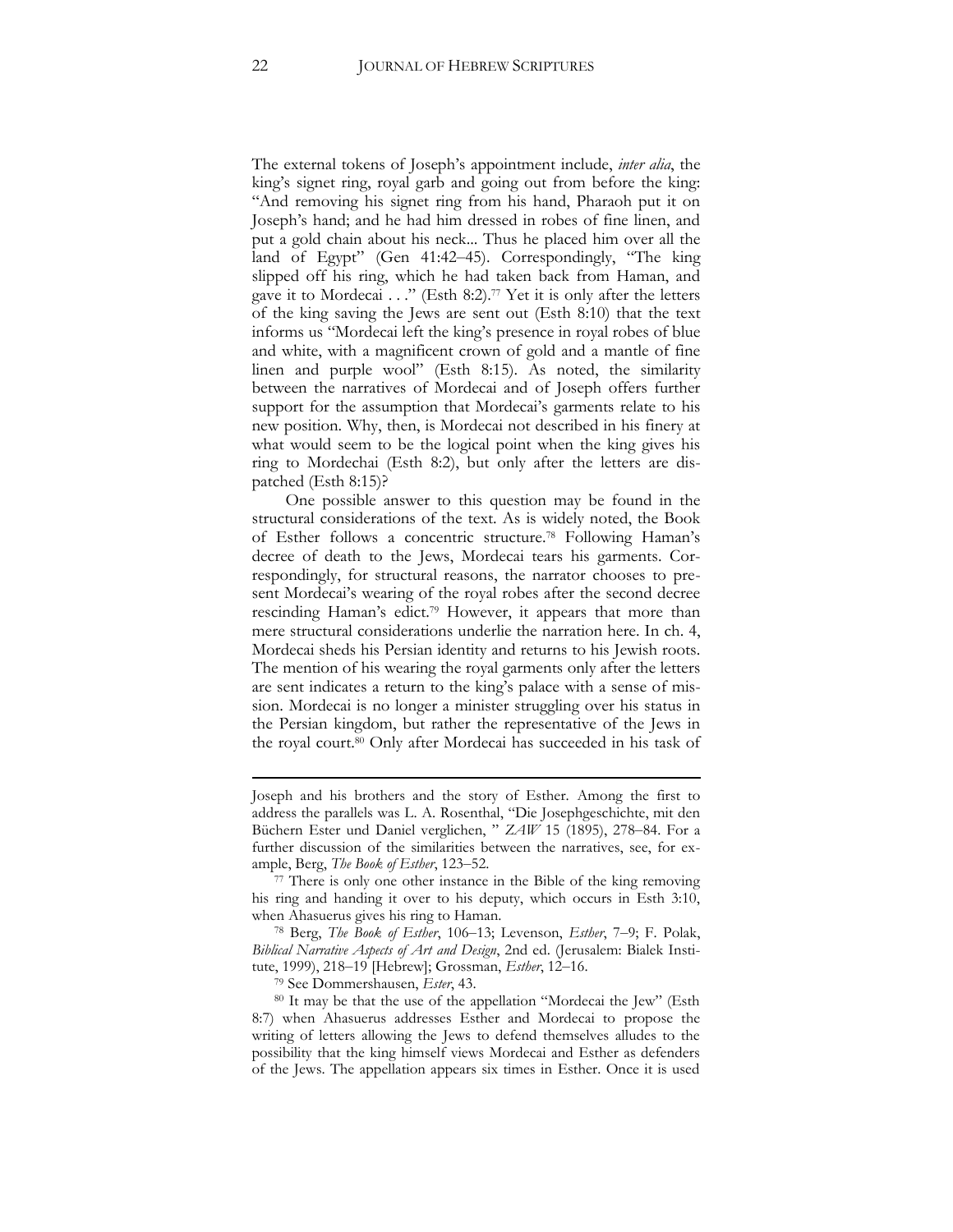The external tokens of Joseph's appointment include, *inter alia*, the king's signet ring, royal garb and going out from before the king: "And removing his signet ring from his hand, Pharaoh put it on Joseph's hand; and he had him dressed in robes of fine linen, and put a gold chain about his neck... Thus he placed him over all the land of Egypt" (Gen 41:42–45). Correspondingly, "The king slipped off his ring, which he had taken back from Haman, and gave it to Mordecai . . ." (Esth 8:2).[77] Yet it is only after the letters of the king saving the Jews are sent out (Esth 8:10) that the text informs us "Mordecai left the king's presence in royal robes of blue and white, with a magnificent crown of gold and a mantle of fine linen and purple wool" (Esth 8:15). As noted, the similarity between the narratives of Mordecai and of Joseph offers further support for the assumption that Mordecai's garments relate to his new position. Why, then, is Mordecai not described in his finery at what would seem to be the logical point when the king gives his ring to Mordechai (Esth 8:2), but only after the letters are dispatched (Esth 8:15)?

One possible answer to this question may be found in the structural considerations of the text. As is widely noted, the Book of Esther follows a concentric structure.[78] Following Haman's decree of death to the Jews, Mordecai tears his garments. Correspondingly, for structural reasons, the narrator chooses to present Mordecai's wearing of the royal robes after the second decree rescinding Haman's edict.[79] However, it appears that more than mere structural considerations underlie the narration here. In ch. 4, Mordecai sheds his Persian identity and returns to his Jewish roots. The mention of his wearing the royal garments only after the letters are sent indicates a return to the king's palace with a sense of mission. Mordecai is no longer a minister struggling over his status in the Persian kingdom, but rather the representative of the Jews in the royal court.[80] Only after Mordecai has succeeded in his task of

---

Joseph and his brothers and the story of Esther. Among the first to address the parallels was L. A. Rosenthal, "Die Josephgeschichte, mit den Büchern Ester und Daniel verglichen, " *ZAW* 15 (1895), 278–84. For a further discussion of the similarities between the narratives, see, for example, Berg, *The Book of Esther*, 123–52.

[77] There is only one other instance in the Bible of the king removing his ring and handing it over to his deputy, which occurs in Esth 3:10, when Ahasuerus gives his ring to Haman.

[78] Berg, *The Book of Esther*, 106–13; Levenson, *Esther*, 7–9; F. Polak, *Biblical Narrative Aspects of Art and Design*, 2nd ed. (Jerusalem: Bialek Institute, 1999), 218–19 [Hebrew]; Grossman, *Esther*, 12–16.

[79] See Dommershausen, *Ester*, 43.

[80] It may be that the use of the appellation "Mordecai the Jew" (Esth 8:7) when Ahasuerus addresses Esther and Mordecai to propose the writing of letters allowing the Jews to defend themselves alludes to the possibility that the king himself views Mordecai and Esther as defenders of the Jews. The appellation appears six times in Esther. Once it is used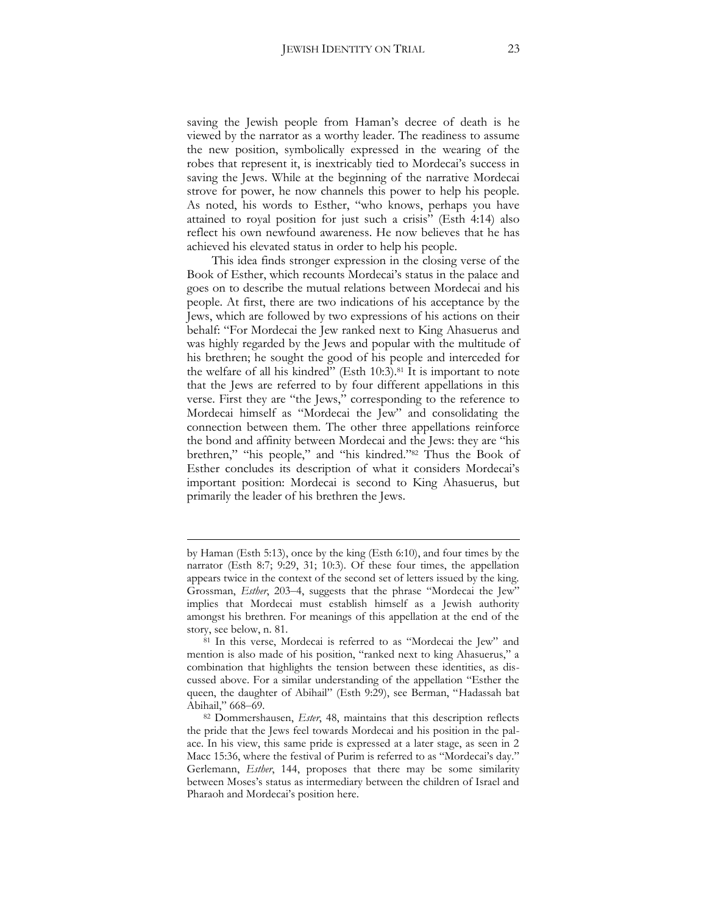saving the Jewish people from Haman's decree of death is he viewed by the narrator as a worthy leader. The readiness to assume the new position, symbolically expressed in the wearing of the robes that represent it, is inextricably tied to Mordecai's success in saving the Jews. While at the beginning of the narrative Mordecai strove for power, he now channels this power to help his people. As noted, his words to Esther, "who knows, perhaps you have attained to royal position for just such a crisis" (Esth 4:14) also reflect his own newfound awareness. He now believes that he has achieved his elevated status in order to help his people.

This idea finds stronger expression in the closing verse of the Book of Esther, which recounts Mordecai's status in the palace and goes on to describe the mutual relations between Mordecai and his people. At first, there are two indications of his acceptance by the Jews, which are followed by two expressions of his actions on their behalf: "For Mordecai the Jew ranked next to King Ahasuerus and was highly regarded by the Jews and popular with the multitude of his brethren; he sought the good of his people and interceded for the welfare of all his kindred" (Esth 10:3).[81] It is important to note that the Jews are referred to by four different appellations in this verse. First they are "the Jews," corresponding to the reference to Mordecai himself as "Mordecai the Jew" and consolidating the connection between them. The other three appellations reinforce the bond and affinity between Mordecai and the Jews: they are "his brethren," "his people," and "his kindred."[82] Thus the Book of Esther concludes its description of what it considers Mordecai's important position: Mordecai is second to King Ahasuerus, but primarily the leader of his brethren the Jews.

---

by Haman (Esth 5:13), once by the king (Esth 6:10), and four times by the narrator (Esth 8:7; 9:29, 31; 10:3). Of these four times, the appellation appears twice in the context of the second set of letters issued by the king. Grossman, *Esther*, 203–4, suggests that the phrase "Mordecai the Jew" implies that Mordecai must establish himself as a Jewish authority amongst his brethren. For meanings of this appellation at the end of the story, see below, n. 81.

[81] In this verse, Mordecai is referred to as "Mordecai the Jew" and mention is also made of his position, "ranked next to king Ahasuerus," a combination that highlights the tension between these identities, as discussed above. For a similar understanding of the appellation "Esther the queen, the daughter of Abihail" (Esth 9:29), see Berman, "Hadassah bat Abihail," 668–69.

[82] Dommershausen, *Ester*, 48, maintains that this description reflects the pride that the Jews feel towards Mordecai and his position in the palace. In his view, this same pride is expressed at a later stage, as seen in 2 Macc 15:36, where the festival of Purim is referred to as "Mordecai's day." Gerlemann, *Esther*, 144, proposes that there may be some similarity between Moses's status as intermediary between the children of Israel and Pharaoh and Mordecai's position here.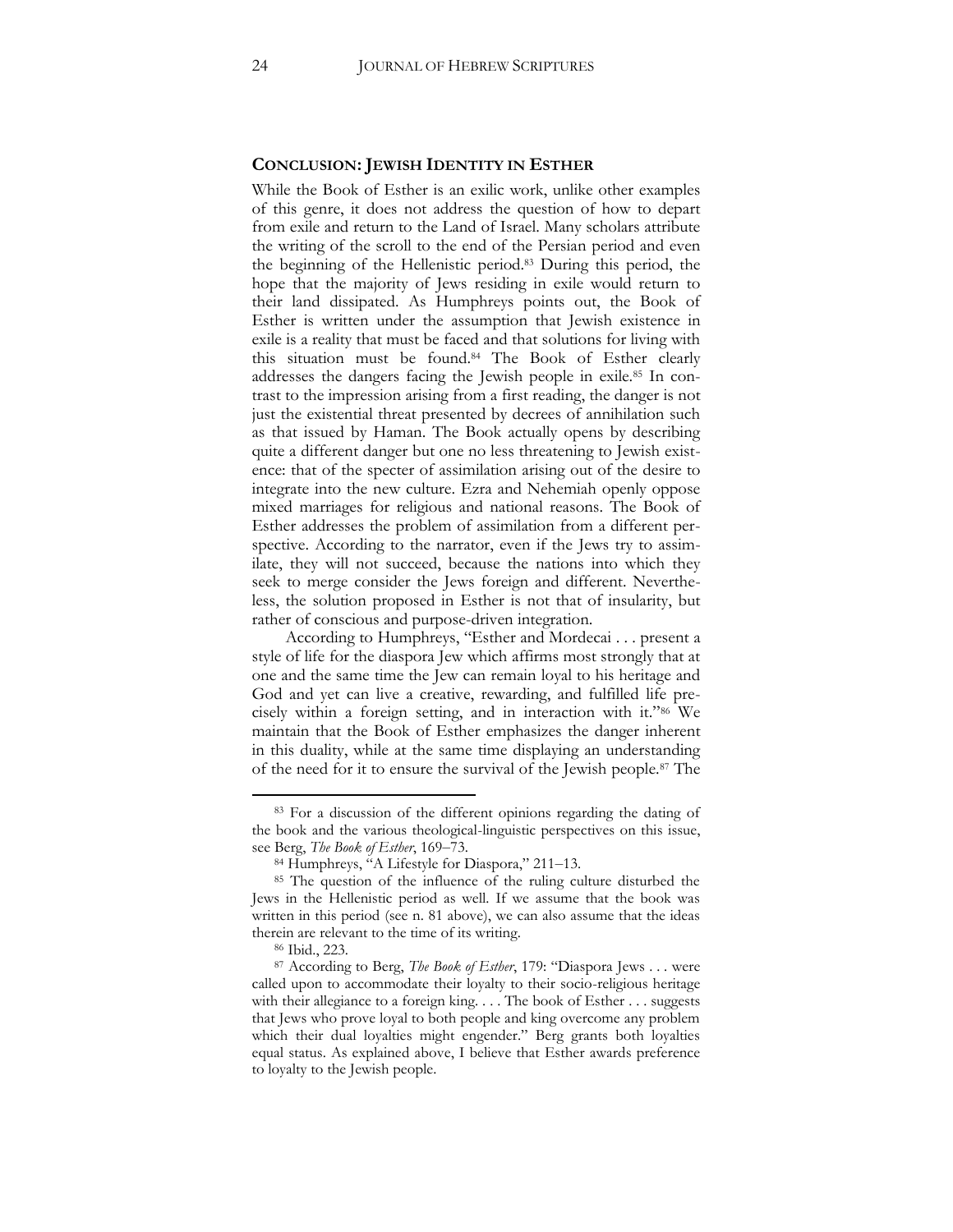## CONCLUSION: JEWISH IDENTITY IN ESTHER

While the Book of Esther is an exilic work, unlike other examples of this genre, it does not address the question of how to depart from exile and return to the Land of Israel. Many scholars attribute the writing of the scroll to the end of the Persian period and even the beginning of the Hellenistic period.[83] During this period, the hope that the majority of Jews residing in exile would return to their land dissipated. As Humphreys points out, the Book of Esther is written under the assumption that Jewish existence in exile is a reality that must be faced and that solutions for living with this situation must be found.[84] The Book of Esther clearly addresses the dangers facing the Jewish people in exile.[85] In contrast to the impression arising from a first reading, the danger is not just the existential threat presented by decrees of annihilation such as that issued by Haman. The Book actually opens by describing quite a different danger but one no less threatening to Jewish existence: that of the specter of assimilation arising out of the desire to integrate into the new culture. Ezra and Nehemiah openly oppose mixed marriages for religious and national reasons. The Book of Esther addresses the problem of assimilation from a different perspective. According to the narrator, even if the Jews try to assimilate, they will not succeed, because the nations into which they seek to merge consider the Jews foreign and different. Nevertheless, the solution proposed in Esther is not that of insularity, but rather of conscious and purpose-driven integration.

According to Humphreys, "Esther and Mordecai . . . present a style of life for the diaspora Jew which affirms most strongly that at one and the same time the Jew can remain loyal to his heritage and God and yet can live a creative, rewarding, and fulfilled life precisely within a foreign setting, and in interaction with it."[86] We maintain that the Book of Esther emphasizes the danger inherent in this duality, while at the same time displaying an understanding of the need for it to ensure the survival of the Jewish people.[87] The

[83] For a discussion of the different opinions regarding the dating of the book and the various theological-linguistic perspectives on this issue, see Berg, *The Book of Esther*, 169–73.

[84] Humphreys, "A Lifestyle for Diaspora," 211–13.

[85] The question of the influence of the ruling culture disturbed the Jews in the Hellenistic period as well. If we assume that the book was written in this period (see n. 81 above), we can also assume that the ideas therein are relevant to the time of its writing.

[86] Ibid., 223.

[87] According to Berg, *The Book of Esther*, 179: "Diaspora Jews . . . were called upon to accommodate their loyalty to their socio-religious heritage with their allegiance to a foreign king. . . . The book of Esther . . . suggests that Jews who prove loyal to both people and king overcome any problem which their dual loyalties might engender." Berg grants both loyalties equal status. As explained above, I believe that Esther awards preference to loyalty to the Jewish people.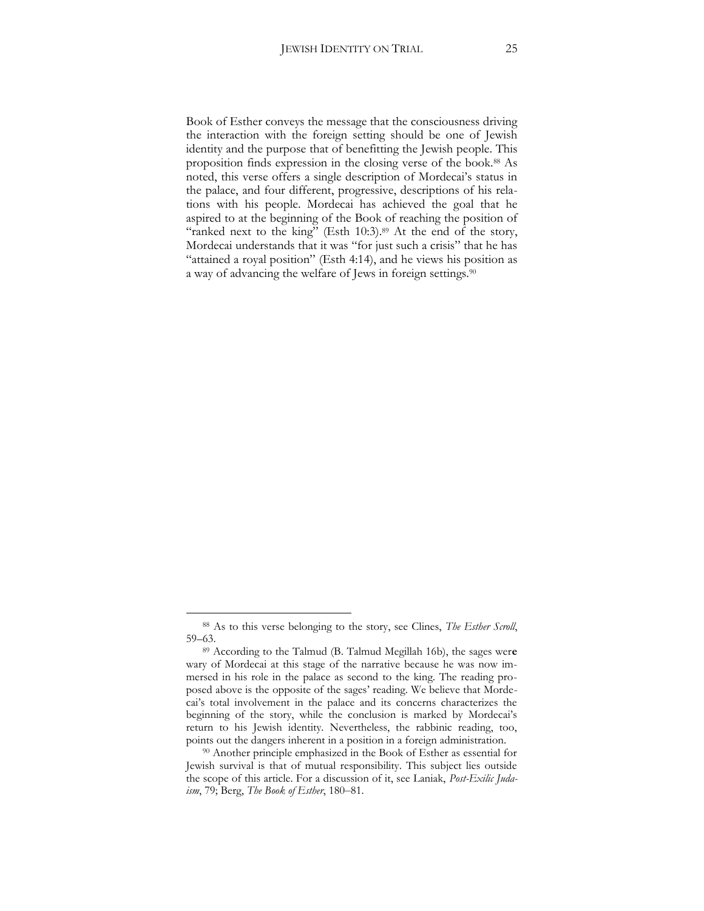Book of Esther conveys the message that the consciousness driving the interaction with the foreign setting should be one of Jewish identity and the purpose that of benefitting the Jewish people. This proposition finds expression in the closing verse of the book.[88] As noted, this verse offers a single description of Mordecai's status in the palace, and four different, progressive, descriptions of his relations with his people. Mordecai has achieved the goal that he aspired to at the beginning of the Book of reaching the position of "ranked next to the king" (Esth 10:3).[89] At the end of the story, Mordecai understands that it was "for just such a crisis" that he has "attained a royal position" (Esth 4:14), and he views his position as a way of advancing the welfare of Jews in foreign settings.[90]

---

[88] As to this verse belonging to the story, see Clines, *The Esther Scroll*, 59–63.

[89] According to the Talmud (B. Talmud Megillah 16b), the sages were wary of Mordecai at this stage of the narrative because he was now immersed in his role in the palace as second to the king. The reading proposed above is the opposite of the sages' reading. We believe that Mordecai's total involvement in the palace and its concerns characterizes the beginning of the story, while the conclusion is marked by Mordecai's return to his Jewish identity. Nevertheless, the rabbinic reading, too, points out the dangers inherent in a position in a foreign administration.

[90] Another principle emphasized in the Book of Esther as essential for Jewish survival is that of mutual responsibility. This subject lies outside the scope of this article. For a discussion of it, see Laniak, *Post-Exilic Judaism*, 79; Berg, *The Book of Esther*, 180–81.